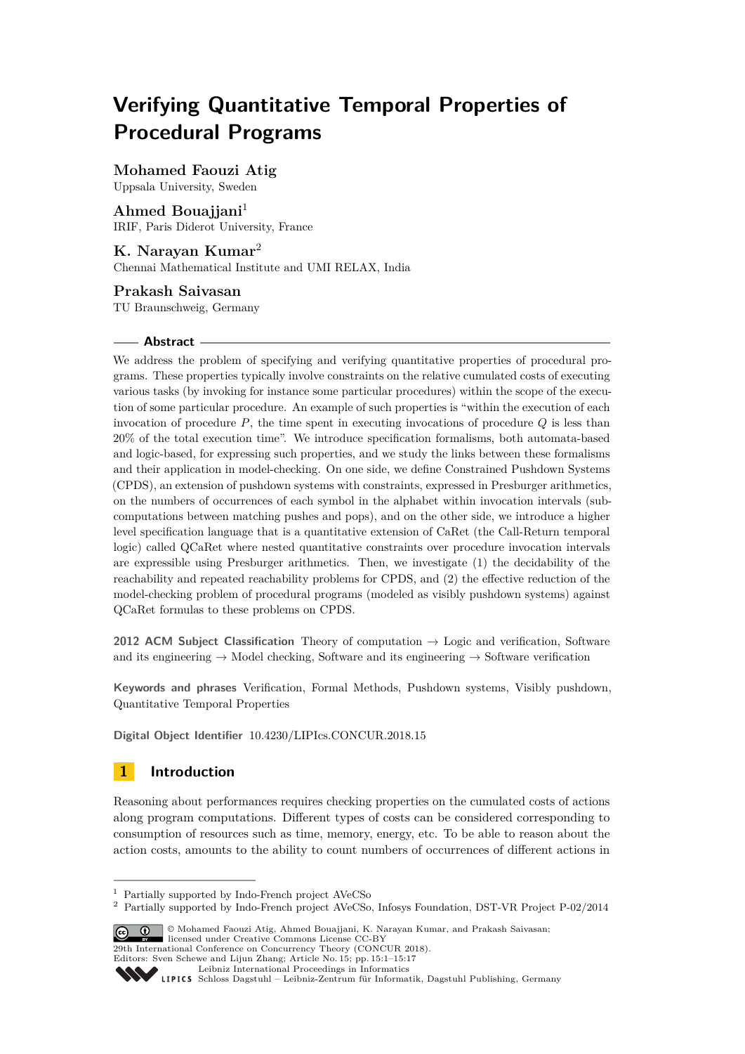# Verifying Quantitative Temporal Properties of Procedural Programs

**Mohamed Faouzi Atig**
Uppsala University, Sweden

**Ahmed Bouajjani**[1]
IRIF, Paris Diderot University, France

**K. Narayan Kumar**[2]
Chennai Mathematical Institute and UMI RELAX, India

**Prakash Saivasan**
TU Braunschweig, Germany

## Abstract

We address the problem of specifying and verifying quantitative properties of procedural programs. These properties typically involve constraints on the relative cumulated costs of executing various tasks (by invoking for instance some particular procedures) within the scope of the execution of some particular procedure. An example of such properties is "within the execution of each invocation of procedure $P$, the time spent in executing invocations of procedure $Q$ is less than 20% of the total execution time". We introduce specification formalisms, both automata-based and logic-based, for expressing such properties, and we study the links between these formalisms and their application in model-checking. On one side, we define Constrained Pushdown Systems (CPDS), an extension of pushdown systems with constraints, expressed in Presburger arithmetics, on the numbers of occurrences of each symbol in the alphabet within invocation intervals (subcomputations between matching pushes and pops), and on the other side, we introduce a higher level specification language that is a quantitative extension of CaRet (the Call-Return temporal logic) called QCaRet where nested quantitative constraints over procedure invocation intervals are expressible using Presburger arithmetics. Then, we investigate (1) the decidability of the reachability and repeated reachability problems for CPDS, and (2) the effective reduction of the model-checking problem of procedural programs (modeled as visibly pushdown systems) against QCaRet formulas to these problems on CPDS.

**2012 ACM Subject Classification** Theory of computation → Logic and verification, Software and its engineering → Model checking, Software and its engineering → Software verification

**Keywords and phrases** Verification, Formal Methods, Pushdown systems, Visibly pushdown, Quantitative Temporal Properties

**Digital Object Identifier** 10.4230/LIPIcs.CONCUR.2018.15

## 1 Introduction

Reasoning about performances requires checking properties on the cumulated costs of actions along program computations. Different types of costs can be considered corresponding to consumption of resources such as time, memory, energy, etc. To be able to reason about the action costs, amounts to the ability to count numbers of occurrences of different actions in

---

[1] Partially supported by Indo-French project AVeCSo

[2] Partially supported by Indo-French project AVeCSo, Infosys Foundation, DST-VR Project P-02/2014

© Mohamed Faouzi Atig, Ahmed Bouajjani, K. Narayan Kumar, and Prakash Saivasan; licensed under Creative Commons License CC-BY
29th International Conference on Concurrency Theory (CONCUR 2018).
Editors: Sven Schewe and Lijun Zhang; Article No. 15; pp. 15:1–15:17
Leibniz International Proceedings in Informatics
Schloss Dagstuhl – Leibniz-Zentrum für Informatik, Dagstuhl Publishing, Germany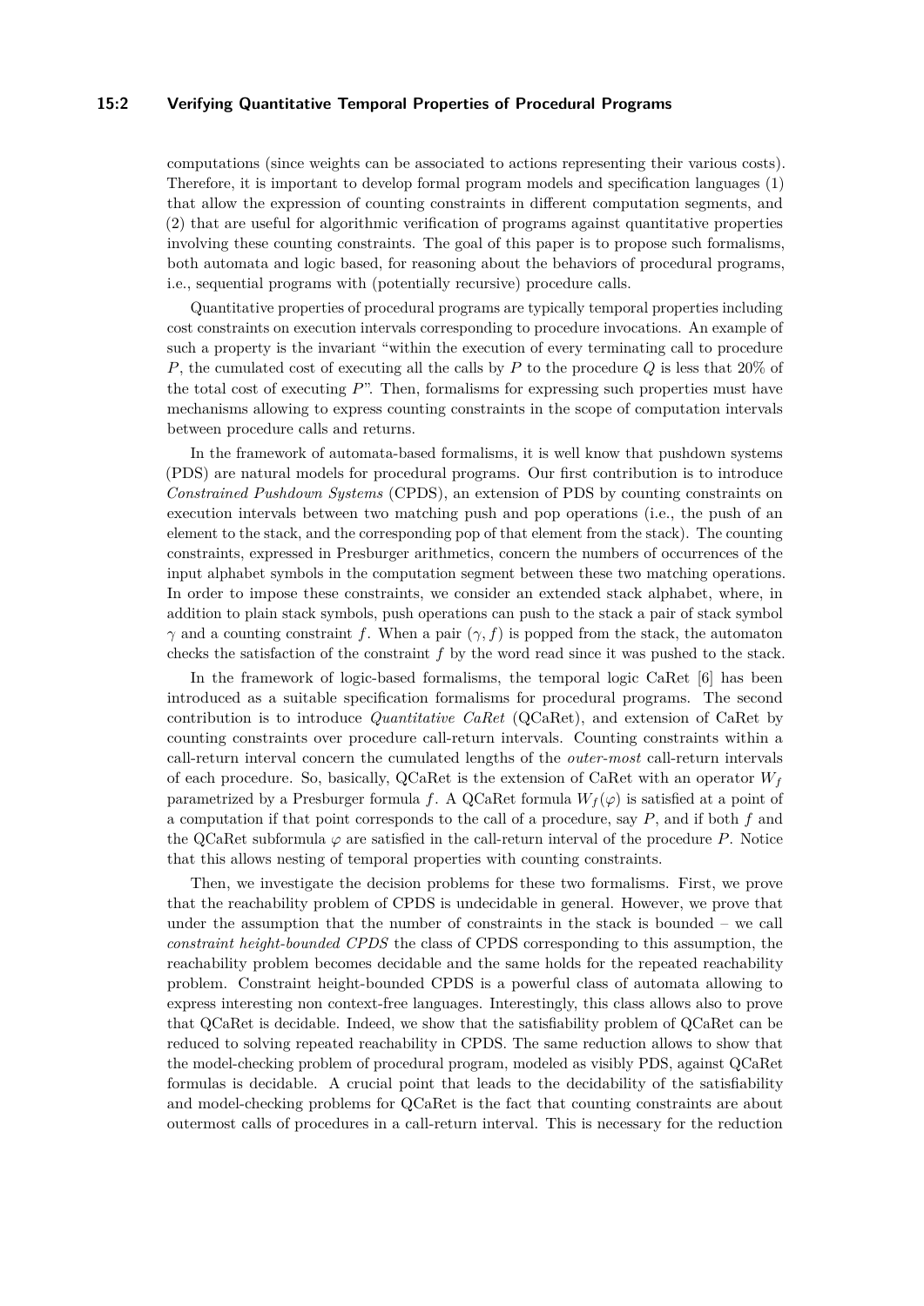computations (since weights can be associated to actions representing their various costs). Therefore, it is important to develop formal program models and specification languages (1) that allow the expression of counting constraints in different computation segments, and (2) that are useful for algorithmic verification of programs against quantitative properties involving these counting constraints. The goal of this paper is to propose such formalisms, both automata and logic based, for reasoning about the behaviors of procedural programs, i.e., sequential programs with (potentially recursive) procedure calls.

Quantitative properties of procedural programs are typically temporal properties including cost constraints on execution intervals corresponding to procedure invocations. An example of such a property is the invariant "within the execution of every terminating call to procedure $P$, the cumulated cost of executing all the calls by $P$ to the procedure $Q$ is less that 20% of the total cost of executing $P$". Then, formalisms for expressing such properties must have mechanisms allowing to express counting constraints in the scope of computation intervals between procedure calls and returns.

In the framework of automata-based formalisms, it is well know that pushdown systems (PDS) are natural models for procedural programs. Our first contribution is to introduce *Constrained Pushdown Systems* (CPDS), an extension of PDS by counting constraints on execution intervals between two matching push and pop operations (i.e., the push of an element to the stack, and the corresponding pop of that element from the stack). The counting constraints, expressed in Presburger arithmetics, concern the numbers of occurrences of the input alphabet symbols in the computation segment between these two matching operations. In order to impose these constraints, we consider an extended stack alphabet, where, in addition to plain stack symbols, push operations can push to the stack a pair of stack symbol $\gamma$ and a counting constraint $f$. When a pair $(\gamma, f)$ is popped from the stack, the automaton checks the satisfaction of the constraint $f$ by the word read since it was pushed to the stack.

In the framework of logic-based formalisms, the temporal logic CaRet [6] has been introduced as a suitable specification formalisms for procedural programs. The second contribution is to introduce *Quantitative CaRet* (QCaRet), and extension of CaRet by counting constraints over procedure call-return intervals. Counting constraints within a call-return interval concern the cumulated lengths of the *outer-most* call-return intervals of each procedure. So, basically, QCaRet is the extension of CaRet with an operator $W_f$ parametrized by a Presburger formula $f$. A QCaRet formula $W_f(\varphi)$ is satisfied at a point of a computation if that point corresponds to the call of a procedure, say $P$, and if both $f$ and the QCaRet subformula $\varphi$ are satisfied in the call-return interval of the procedure $P$. Notice that this allows nesting of temporal properties with counting constraints.

Then, we investigate the decision problems for these two formalisms. First, we prove that the reachability problem of CPDS is undecidable in general. However, we prove that under the assumption that the number of constraints in the stack is bounded – we call *constraint height-bounded CPDS* the class of CPDS corresponding to this assumption, the reachability problem becomes decidable and the same holds for the repeated reachability problem. Constraint height-bounded CPDS is a powerful class of automata allowing to express interesting non context-free languages. Interestingly, this class allows also to prove that QCaRet is decidable. Indeed, we show that the satisfiability problem of QCaRet can be reduced to solving repeated reachability in CPDS. The same reduction allows to show that the model-checking problem of procedural program, modeled as visibly PDS, against QCaRet formulas is decidable. A crucial point that leads to the decidability of the satisfiability and model-checking problems for QCaRet is the fact that counting constraints are about outermost calls of procedures in a call-return interval. This is necessary for the reduction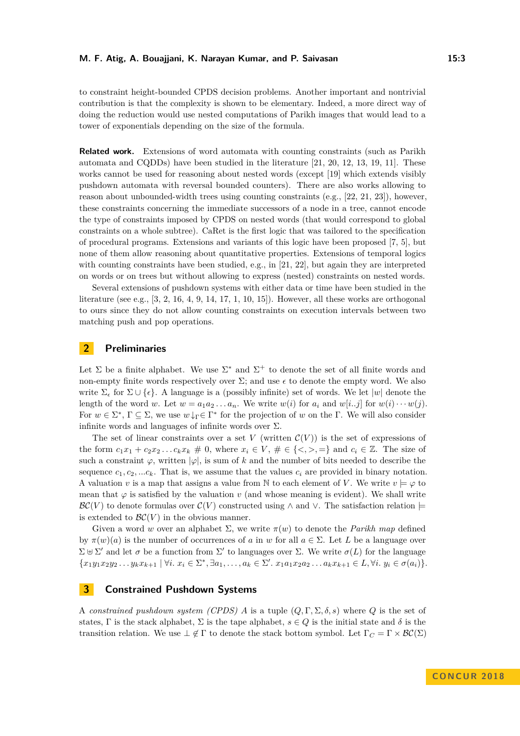to constraint height-bounded CPDS decision problems. Another important and nontrivial contribution is that the complexity is shown to be elementary. Indeed, a more direct way of doing the reduction would use nested computations of Parikh images that would lead to a tower of exponentials depending on the size of the formula.

**Related work.** Extensions of word automata with counting constraints (such as Parikh automata and CQDDs) have been studied in the literature [21, 20, 12, 13, 19, 11]. These works cannot be used for reasoning about nested words (except [19] which extends visibly pushdown automata with reversal bounded counters). There are also works allowing to reason about unbounded-width trees using counting constraints (e.g., [22, 21, 23]), however, these constraints concerning the immediate successors of a node in a tree, cannot encode the type of constraints imposed by CPDS on nested words (that would correspond to global constraints on a whole subtree). CaRet is the first logic that was tailored to the specification of procedural programs. Extensions and variants of this logic have been proposed [7, 5], but none of them allow reasoning about quantitative properties. Extensions of temporal logics with counting constraints have been studied, e.g., in [21, 22], but again they are interpreted on words or on trees but without allowing to express (nested) constraints on nested words.

Several extensions of pushdown systems with either data or time have been studied in the literature (see e.g., [3, 2, 16, 4, 9, 14, 17, 1, 10, 15]). However, all these works are orthogonal to ours since they do not allow counting constraints on execution intervals between two matching push and pop operations.

## 2 Preliminaries

Let $\Sigma$ be a finite alphabet. We use $\Sigma^*$ and $\Sigma^+$ to denote the set of all finite words and non-empty finite words respectively over $\Sigma$; and use $\epsilon$ to denote the empty word. We also write $\Sigma_\epsilon$ for $\Sigma \cup \{\epsilon\}$. A language is a (possibly infinite) set of words. We let $|w|$ denote the length of the word $w$. Let $w = a_1 a_2 \ldots a_n$. We write $w(i)$ for $a_i$ and $w[i..j]$ for $w(i) \cdots w(j)$. For $w \in \Sigma^*$, $\Gamma \subseteq \Sigma$, we use $w{\downarrow_\Gamma} \in \Gamma^*$ for the projection of $w$ on the $\Gamma$. We will also consider infinite words and languages of infinite words over $\Sigma$.

The set of linear constraints over a set $V$ (written $\mathcal{C}(V)$) is the set of expressions of the form $c_1x_1 + c_2x_2 \ldots c_kx_k \;\#\; 0$, where $x_i \in V$, $\# \in \{<, >, =\}$ and $c_i \in \mathbb{Z}$. The size of such a constraint $\varphi$, written $|\varphi|$, is sum of $k$ and the number of bits needed to describe the sequence $c_1, c_2, ...c_k$. That is, we assume that the values $c_i$ are provided in binary notation. A valuation $v$ is a map that assigns a value from $\mathbb{N}$ to each element of $V$. We write $v \models \varphi$ to mean that $\varphi$ is satisfied by the valuation $v$ (and whose meaning is evident). We shall write $\mathcal{BC}(V)$ to denote formulas over $\mathcal{C}(V)$ constructed using $\wedge$ and $\vee$. The satisfaction relation $\models$ is extended to $\mathcal{BC}(V)$ in the obvious manner.

Given a word $w$ over an alphabet $\Sigma$, we write $\pi(w)$ to denote the *Parikh map* defined by $\pi(w)(a)$ is the number of occurrences of $a$ in $w$ for all $a \in \Sigma$. Let $L$ be a language over $\Sigma \uplus \Sigma'$ and let $\sigma$ be a function from $\Sigma'$ to languages over $\Sigma$. We write $\sigma(L)$ for the language $\{x_1y_1x_2y_2 \ldots y_kx_{k+1} \mid \forall i.\ x_i \in \Sigma^*, \exists a_1, \ldots, a_k \in \Sigma'.\ x_1a_1x_2a_2 \ldots a_kx_{k+1} \in L, \forall i.\ y_i \in \sigma(a_i)\}$.

## 3 Constrained Pushdown Systems

A *constrained pushdown system (CPDS)* $A$ is a tuple $(Q, \Gamma, \Sigma, \delta, s)$ where $Q$ is the set of states, $\Gamma$ is the stack alphabet, $\Sigma$ is the tape alphabet, $s \in Q$ is the initial state and $\delta$ is the transition relation. We use $\perp \notin \Gamma$ to denote the stack bottom symbol. Let $\Gamma_C = \Gamma \times \mathcal{BC}(\Sigma)$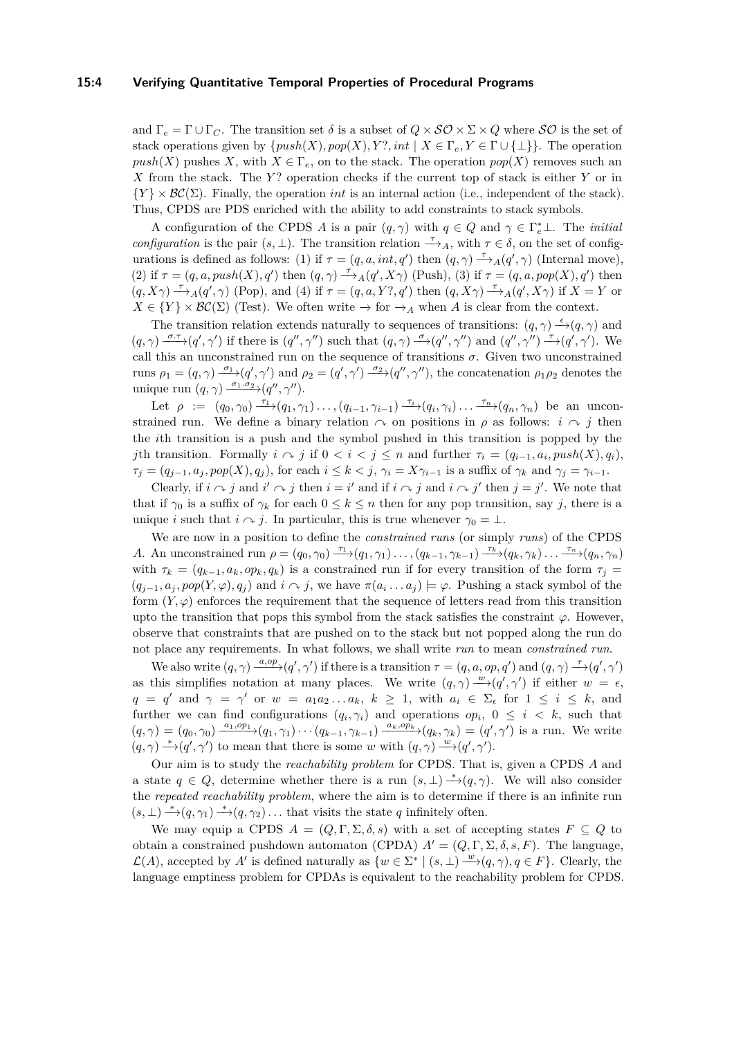and $\Gamma_e = \Gamma \cup \Gamma_C$. The transition set $\delta$ is a subset of $Q \times \mathcal{SO} \times \Sigma \times Q$ where $\mathcal{SO}$ is the set of stack operations given by $\{push(X), pop(X), Y?, int \mid X \in \Gamma_e, Y \in \Gamma \cup \{\bot\}\}$. The operation $push(X)$ pushes $X$, with $X \in \Gamma_e$, on to the stack. The operation $pop(X)$ removes such an $X$ from the stack. The $Y?$ operation checks if the current top of stack is either $Y$ or in $\{Y\} \times \mathcal{BC}(\Sigma)$. Finally, the operation $int$ is an internal action (i.e., independent of the stack). Thus, CPDS are PDS enriched with the ability to add constraints to stack symbols.

A configuration of the CPDS $A$ is a pair $(q, \gamma)$ with $q \in Q$ and $\gamma \in \Gamma_e^* \bot$. The *initial configuration* is the pair $(s, \bot)$. The transition relation $\xrightarrow{\tau}_A$, with $\tau \in \delta$, on the set of configurations is defined as follows: (1) if $\tau = (q, a, int, q')$ then $(q, \gamma) \xrightarrow{\tau}_A (q', \gamma)$ (Internal move), (2) if $\tau = (q, a, push(X), q')$ then $(q, \gamma) \xrightarrow{\tau}_A (q', X\gamma)$ (Push), (3) if $\tau = (q, a, pop(X), q')$ then $(q, X\gamma) \xrightarrow{\tau}_A (q', \gamma)$ (Pop), and (4) if $\tau = (q, a, Y?, q')$ then $(q, X\gamma) \xrightarrow{\tau}_A (q', X\gamma)$ if $X = Y$ or $X \in \{Y\} \times \mathcal{BC}(\Sigma)$ (Test). We often write $\rightarrow$ for $\rightarrow_A$ when $A$ is clear from the context.

The transition relation extends naturally to sequences of transitions: $(q, \gamma) \xrightarrow{\epsilon} (q, \gamma)$ and $(q, \gamma) \xrightarrow{\sigma.\tau} (q', \gamma')$ if there is $(q'', \gamma'')$ such that $(q, \gamma) \xrightarrow{\sigma} (q'', \gamma'')$ and $(q'', \gamma'') \xrightarrow{\tau} (q', \gamma')$. We call this an unconstrained run on the sequence of transitions $\sigma$. Given two unconstrained runs $\rho_1 = (q, \gamma) \xrightarrow{\sigma_1} (q', \gamma')$ and $\rho_2 = (q', \gamma') \xrightarrow{\sigma_2} (q'', \gamma'')$, the concatenation $\rho_1 \rho_2$ denotes the unique run $(q, \gamma) \xrightarrow{\sigma_1.\sigma_2} (q'', \gamma'')$.

Let $\rho := (q_0, \gamma_0) \xrightarrow{\tau_1} (q_1, \gamma_1) \ldots, (q_{i-1}, \gamma_{i-1}) \xrightarrow{\tau_i} (q_i, \gamma_i) \ldots \xrightarrow{\tau_n} (q_n, \gamma_n)$ be an unconstrained run. We define a binary relation $\curvearrowright$ on positions in $\rho$ as follows: $i \curvearrowright j$ then the $i$th transition is a push and the symbol pushed in this transition is popped by the $j$th transition. Formally $i \curvearrowright j$ if $0 < i < j \leq n$ and further $\tau_i = (q_{i-1}, a_i, push(X), q_i)$, $\tau_j = (q_{j-1}, a_j, pop(X), q_j)$, for each $i \leq k < j$, $\gamma_i = X\gamma_{i-1}$ is a suffix of $\gamma_k$ and $\gamma_j = \gamma_{i-1}$.

Clearly, if $i \curvearrowright j$ and $i' \curvearrowright j$ then $i = i'$ and if $i \curvearrowright j$ and $i \curvearrowright j'$ then $j = j'$. We note that that if $\gamma_0$ is a suffix of $\gamma_k$ for each $0 \leq k \leq n$ then for any pop transition, say $j$, there is a unique $i$ such that $i \curvearrowright j$. In particular, this is true whenever $\gamma_0 = \bot$.

We are now in a position to define the *constrained runs* (or simply *runs*) of the CPDS $A$. An unconstrained run $\rho = (q_0, \gamma_0) \xrightarrow{\tau_1} (q_1, \gamma_1) \ldots, (q_{k-1}, \gamma_{k-1}) \xrightarrow{\tau_k} (q_k, \gamma_k) \ldots \xrightarrow{\tau_n} (q_n, \gamma_n)$ with $\tau_k = (q_{k-1}, a_k, op_k, q_k)$ is a constrained run if for every transition of the form $\tau_j = (q_{j-1}, a_j, pop(Y, \varphi), q_j)$ and $i \curvearrowright j$, we have $\pi(a_i \ldots a_j) \models \varphi$. Pushing a stack symbol of the form $(Y, \varphi)$ enforces the requirement that the sequence of letters read from this transition upto the transition that pops this symbol from the stack satisfies the constraint $\varphi$. However, observe that constraints that are pushed on to the stack but not popped along the run do not place any requirements. In what follows, we shall write *run* to mean *constrained run*.

We also write $(q, \gamma) \xrightarrow{a, op} (q', \gamma')$ if there is a transition $\tau = (q, a, op, q')$ and $(q, \gamma) \xrightarrow{\tau} (q', \gamma')$ as this simplifies notation at many places. We write $(q, \gamma) \xrightarrow{w} (q', \gamma')$ if either $w = \epsilon$, $q = q'$ and $\gamma = \gamma'$ or $w = a_1 a_2 \ldots a_k$, $k \geq 1$, with $a_i \in \Sigma_\epsilon$ for $1 \leq i \leq k$, and further we can find configurations $(q_i, \gamma_i)$ and operations $op_i$, $0 \leq i < k$, such that $(q, \gamma) = (q_0, \gamma_0) \xrightarrow{a_1, op_1} (q_1, \gamma_1) \cdots (q_{k-1}, \gamma_{k-1}) \xrightarrow{a_k, op_k} (q_k, \gamma_k) = (q', \gamma')$ is a run. We write $(q, \gamma) \xrightarrow{*} (q', \gamma')$ to mean that there is some $w$ with $(q, \gamma) \xrightarrow{w} (q', \gamma')$.

Our aim is to study the *reachability problem* for CPDS. That is, given a CPDS $A$ and a state $q \in Q$, determine whether there is a run $(s, \bot) \xrightarrow{*} (q, \gamma)$. We will also consider the *repeated reachability problem*, where the aim is to determine if there is an infinite run $(s, \bot) \xrightarrow{*} (q, \gamma_1) \xrightarrow{*} (q, \gamma_2) \ldots$ that visits the state $q$ infinitely often.

We may equip a CPDS $A = (Q, \Gamma, \Sigma, \delta, s)$ with a set of accepting states $F \subseteq Q$ to obtain a constrained pushdown automaton (CPDA) $A' = (Q, \Gamma, \Sigma, \delta, s, F)$. The language, $\mathcal{L}(A)$, accepted by $A'$ is defined naturally as $\{w \in \Sigma^* \mid (s, \bot) \xrightarrow{w} (q, \gamma), q \in F\}$. Clearly, the language emptiness problem for CPDAs is equivalent to the reachability problem for CPDS.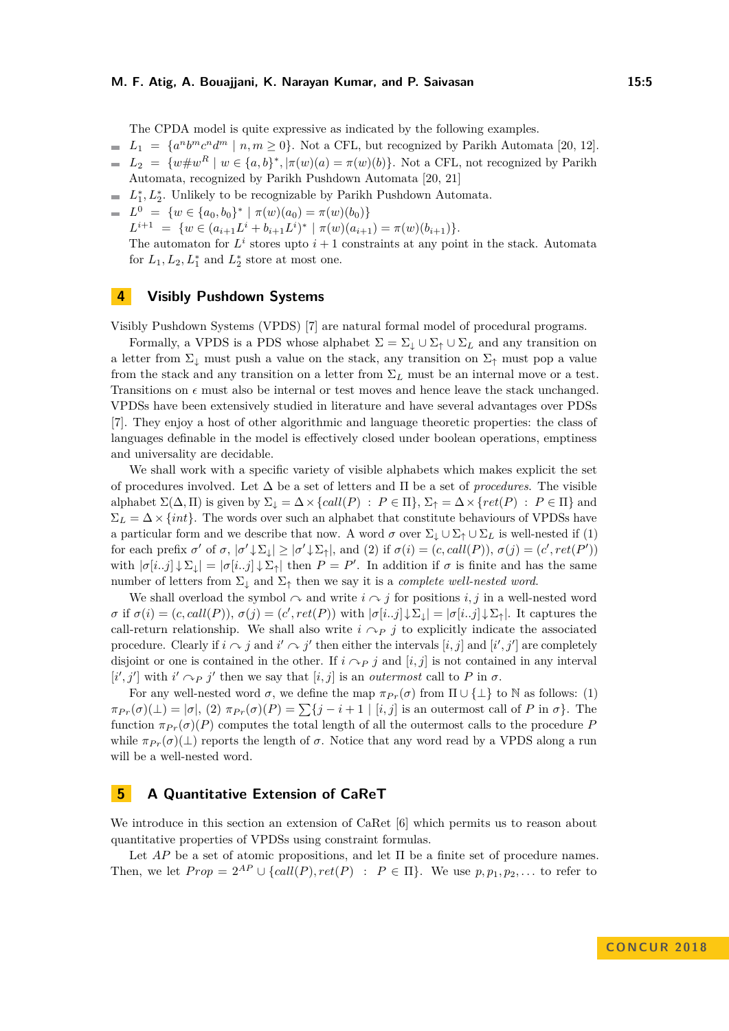The CPDA model is quite expressive as indicated by the following examples.

- $L_1 = \{a^n b^m c^n d^m \mid n, m \geq 0\}$. Not a CFL, but recognized by Parikh Automata [20, 12].
- $L_2 = \{w\#w^R \mid w \in \{a,b\}^*, |\pi(w)(a) = \pi(w)(b)\}$. Not a CFL, not recognized by Parikh Automata, recognized by Parikh Pushdown Automata [20, 21]
- $L_1^*, L_2^*$. Unlikely to be recognizable by Parikh Pushdown Automata.
- $L^0 = \{w \in \{a_0, b_0\}^* \mid \pi(w)(a_0) = \pi(w)(b_0)\}$
  $L^{i+1} = \{w \in (a_{i+1}L^i + b_{i+1}L^i)^* \mid \pi(w)(a_{i+1}) = \pi(w)(b_{i+1})\}$.
  The automaton for $L^i$ stores upto $i+1$ constraints at any point in the stack. Automata for $L_1, L_2, L_1^*$ and $L_2^*$ store at most one.

## 4 Visibly Pushdown Systems

Visibly Pushdown Systems (VPDS) [7] are natural formal model of procedural programs.

Formally, a VPDS is a PDS whose alphabet $\Sigma = \Sigma_\downarrow \cup \Sigma_\uparrow \cup \Sigma_L$ and any transition on a letter from $\Sigma_\downarrow$ must push a value on the stack, any transition on $\Sigma_\uparrow$ must pop a value from the stack and any transition on a letter from $\Sigma_L$ must be an internal move or a test. Transitions on $\epsilon$ must also be internal or test moves and hence leave the stack unchanged. VPDSs have been extensively studied in literature and have several advantages over PDSs [7]. They enjoy a host of other algorithmic and language theoretic properties: the class of languages definable in the model is effectively closed under boolean operations, emptiness and universality are decidable.

We shall work with a specific variety of visible alphabets which makes explicit the set of procedures involved. Let $\Delta$ be a set of letters and $\Pi$ be a set of *procedures*. The visible alphabet $\Sigma(\Delta, \Pi)$ is given by $\Sigma_\downarrow = \Delta \times \{call(P) \ : \ P \in \Pi\}$, $\Sigma_\uparrow = \Delta \times \{ret(P) \ : \ P \in \Pi\}$ and $\Sigma_L = \Delta \times \{int\}$. The words over such an alphabet that constitute behaviours of VPDSs have a particular form and we describe that now. A word $\sigma$ over $\Sigma_\downarrow \cup \Sigma_\uparrow \cup \Sigma_L$ is well-nested if (1) for each prefix $\sigma'$ of $\sigma$, $|\sigma' {\downarrow} \Sigma_\downarrow| \geq |\sigma' {\downarrow} \Sigma_\uparrow|$, and (2) if $\sigma(i) = (c, call(P))$, $\sigma(j) = (c', ret(P'))$ with $|\sigma[i..j] {\downarrow} \Sigma_\downarrow| = |\sigma[i..j] {\downarrow} \Sigma_\uparrow|$ then $P = P'$. In addition if $\sigma$ is finite and has the same number of letters from $\Sigma_\downarrow$ and $\Sigma_\uparrow$ then we say it is a *complete well-nested word*.

We shall overload the symbol $\curvearrowright$ and write $i \curvearrowright j$ for positions $i, j$ in a well-nested word $\sigma$ if $\sigma(i) = (c, call(P))$, $\sigma(j) = (c', ret(P))$ with $|\sigma[i..j] {\downarrow} \Sigma_\downarrow| = |\sigma[i..j] {\downarrow} \Sigma_\uparrow|$. It captures the call-return relationship. We shall also write $i \curvearrowright_P j$ to explicitly indicate the associated procedure. Clearly if $i \curvearrowright j$ and $i' \curvearrowright j'$ then either the intervals $[i, j]$ and $[i', j']$ are completely disjoint or one is contained in the other. If $i \curvearrowright_P j$ and $[i, j]$ is not contained in any interval $[i', j']$ with $i' \curvearrowright_P j'$ then we say that $[i, j]$ is an *outermost* call to $P$ in $\sigma$.

For any well-nested word $\sigma$, we define the map $\pi_{Pr}(\sigma)$ from $\Pi \cup \{\bot\}$ to $\mathbb{N}$ as follows: (1) $\pi_{Pr}(\sigma)(\bot) = |\sigma|$, (2) $\pi_{Pr}(\sigma)(P) = \sum\{j - i + 1 \mid [i, j]$ is an outermost call of $P$ in $\sigma\}$. The function $\pi_{Pr}(\sigma)(P)$ computes the total length of all the outermost calls to the procedure $P$ while $\pi_{Pr}(\sigma)(\bot)$ reports the length of $\sigma$. Notice that any word read by a VPDS along a run will be a well-nested word.

## 5 A Quantitative Extension of CaReT

We introduce in this section an extension of CaRet [6] which permits us to reason about quantitative properties of VPDSs using constraint formulas.

Let $AP$ be a set of atomic propositions, and let $\Pi$ be a finite set of procedure names. Then, we let $Prop = 2^{AP} \cup \{call(P), ret(P) \ : \ P \in \Pi\}$. We use $p, p_1, p_2, \ldots$ to refer to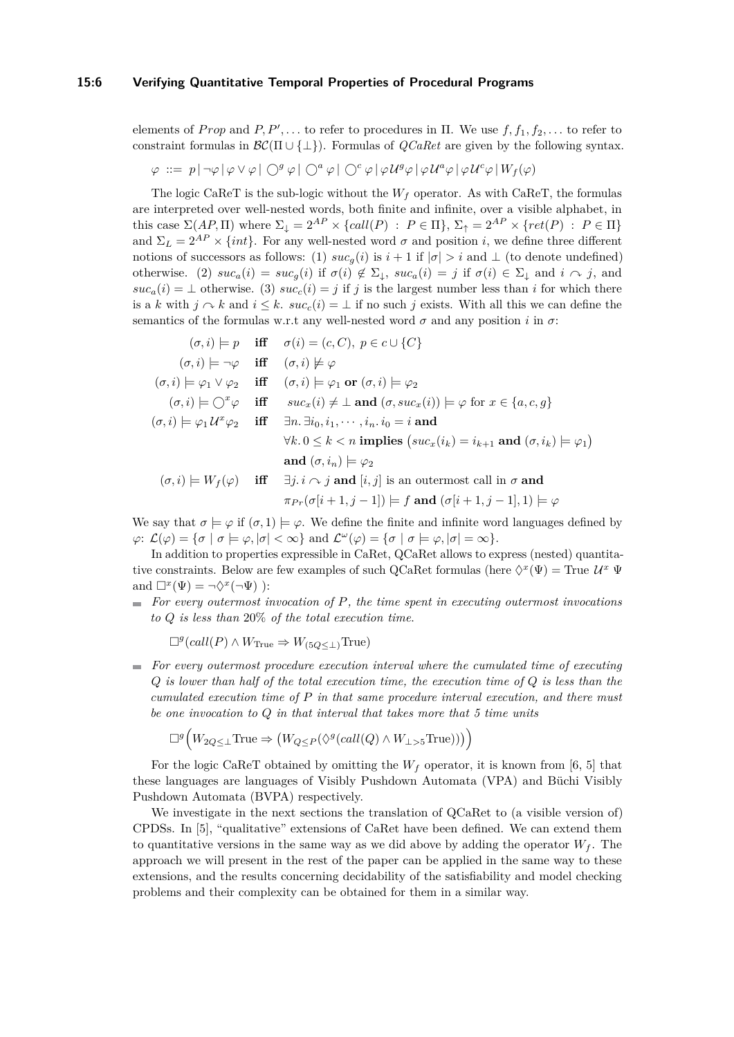elements of $Prop$ and $P, P', \ldots$ to refer to procedures in $\Pi$. We use $f, f_1, f_2, \ldots$ to refer to constraint formulas in $\mathcal{BC}(\Pi \cup \{\bot\})$. Formulas of *QCaRet* are given by the following syntax.

$$\varphi \;::=\; p \,|\, \neg\varphi \,|\, \varphi \vee \varphi \,|\, \bigcirc^g \varphi \,|\, \bigcirc^a \varphi \,|\, \bigcirc^c \varphi \,|\, \varphi \mathcal{U}^g \varphi \,|\, \varphi \mathcal{U}^a \varphi \,|\, \varphi \mathcal{U}^c \varphi \,|\, W_f(\varphi)$$

The logic CaReT is the sub-logic without the $W_f$ operator. As with CaReT, the formulas are interpreted over well-nested words, both finite and infinite, over a visible alphabet, in this case $\Sigma(AP, \Pi)$ where $\Sigma_\downarrow = 2^{AP} \times \{call(P) \;:\; P \in \Pi\}$, $\Sigma_\uparrow = 2^{AP} \times \{ret(P) \;:\; P \in \Pi\}$ and $\Sigma_L = 2^{AP} \times \{int\}$. For any well-nested word $\sigma$ and position $i$, we define three different notions of successors as follows: (1) $suc_g(i)$ is $i+1$ if $|\sigma| > i$ and $\bot$ (to denote undefined) otherwise. (2) $suc_a(i) = suc_g(i)$ if $\sigma(i) \notin \Sigma_\downarrow$, $suc_a(i) = j$ if $\sigma(i) \in \Sigma_\downarrow$ and $i \curvearrowright j$, and $suc_a(i) = \bot$ otherwise. (3) $suc_c(i) = j$ if $j$ is the largest number less than $i$ for which there is a $k$ with $j \curvearrowright k$ and $i \leq k$. $suc_c(i) = \bot$ if no such $j$ exists. With all this we can define the semantics of the formulas w.r.t any well-nested word $\sigma$ and any position $i$ in $\sigma$:

$$
\begin{array}{rcl}
(\sigma, i) \models p & \textbf{iff} & \sigma(i) = (c, C),\; p \in c \cup \{C\} \\
(\sigma, i) \models \neg\varphi & \textbf{iff} & (\sigma, i) \not\models \varphi \\
(\sigma, i) \models \varphi_1 \vee \varphi_2 & \textbf{iff} & (\sigma, i) \models \varphi_1 \textbf{ or } (\sigma, i) \models \varphi_2 \\
(\sigma, i) \models \bigcirc^x \varphi & \textbf{iff} & suc_x(i) \neq \bot \textbf{ and } (\sigma, suc_x(i)) \models \varphi \text{ for } x \in \{a, c, g\} \\
(\sigma, i) \models \varphi_1 \mathcal{U}^x \varphi_2 & \textbf{iff} & \exists n.\, \exists i_0, i_1, \cdots, i_n.\, i_0 = i \textbf{ and} \\
& & \forall k.\, 0 \leq k < n \textbf{ implies } \big(suc_x(i_k) = i_{k+1} \textbf{ and } (\sigma, i_k) \models \varphi_1\big) \\
& & \textbf{and } (\sigma, i_n) \models \varphi_2 \\
(\sigma, i) \models W_f(\varphi) & \textbf{iff} & \exists j.\, i \curvearrowright j \textbf{ and } [i, j] \text{ is an outermost call in } \sigma \textbf{ and} \\
& & \pi_{Pr}(\sigma[i+1, j-1]) \models f \textbf{ and } (\sigma[i+1, j-1], 1) \models \varphi
\end{array}
$$

We say that $\sigma \models \varphi$ if $(\sigma, 1) \models \varphi$. We define the finite and infinite word languages defined by $\varphi$: $\mathcal{L}(\varphi) = \{\sigma \mid \sigma \models \varphi, |\sigma| < \infty\}$ and $\mathcal{L}^\omega(\varphi) = \{\sigma \mid \sigma \models \varphi, |\sigma| = \infty\}$.

In addition to properties expressible in CaRet, QCaRet allows to express (nested) quantitative constraints. Below are few examples of such QCaRet formulas (here $\lozenge^x(\Psi) = \text{True } \mathcal{U}^x\ \Psi$ and $\square^x(\Psi) = \neg\lozenge^x(\neg\Psi)$ ):

- *For every outermost invocation of $P$, the time spent in executing outermost invocations to $Q$ is less than 20% of the total execution time.*

  $$\square^g(call(P) \wedge W_{\text{True}} \Rightarrow W_{(5Q \leq \bot)}\text{True})$$

- *For every outermost procedure execution interval where the cumulated time of executing $Q$ is lower than half of the total execution time, the execution time of $Q$ is less than the cumulated execution time of $P$ in that same procedure interval execution, and there must be one invocation to $Q$ in that interval that takes more that 5 time units*

  $$\square^g\Big(W_{2Q \leq \bot}\text{True} \Rightarrow \big(W_{Q \leq P}(\lozenge^g(call(Q) \wedge W_{\bot > 5}\text{True}))\big)\Big)$$

For the logic CaReT obtained by omitting the $W_f$ operator, it is known from [6, 5] that these languages are languages of Visibly Pushdown Automata (VPA) and Büchi Visibly Pushdown Automata (BVPA) respectively.

We investigate in the next sections the translation of QCaRet to (a visible version of) CPDSs. In [5], "qualitative" extensions of CaRet have been defined. We can extend them to quantitative versions in the same way as we did above by adding the operator $W_f$. The approach we will present in the rest of the paper can be applied in the same way to these extensions, and the results concerning decidability of the satisfiability and model checking problems and their complexity can be obtained for them in a similar way.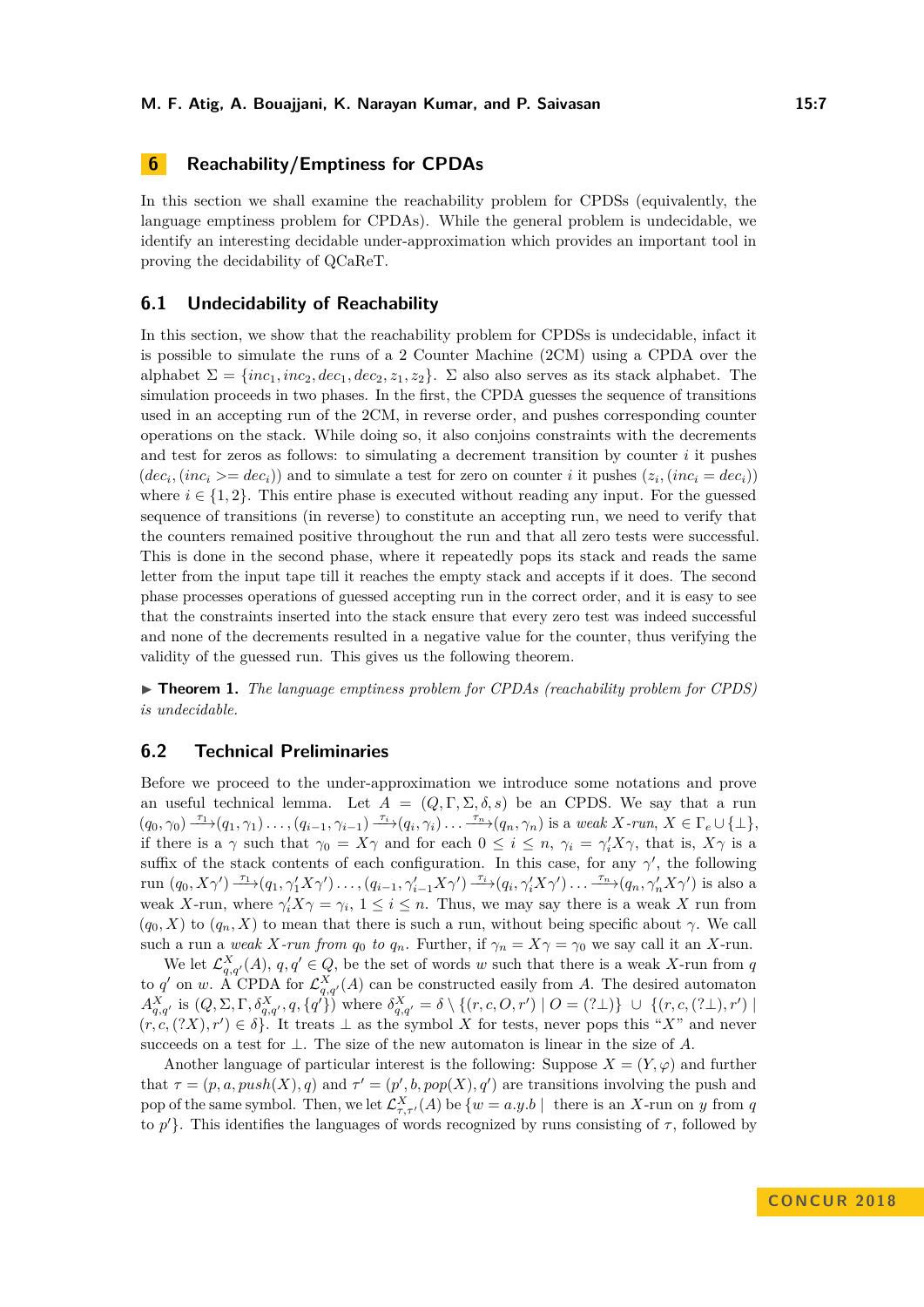## 6 Reachability/Emptiness for CPDAs

In this section we shall examine the reachability problem for CPDSs (equivalently, the language emptiness problem for CPDAs). While the general problem is undecidable, we identify an interesting decidable under-approximation which provides an important tool in proving the decidability of QCaReT.

### 6.1 Undecidability of Reachability

In this section, we show that the reachability problem for CPDSs is undecidable, infact it is possible to simulate the runs of a 2 Counter Machine (2CM) using a CPDA over the alphabet $\Sigma = \{inc_1, inc_2, dec_1, dec_2, z_1, z_2\}$. $\Sigma$ also also serves as its stack alphabet. The simulation proceeds in two phases. In the first, the CPDA guesses the sequence of transitions used in an accepting run of the 2CM, in reverse order, and pushes corresponding counter operations on the stack. While doing so, it also conjoins constraints with the decrements and test for zeros as follows: to simulating a decrement transition by counter $i$ it pushes $(dec_i, (inc_i >= dec_i))$ and to simulate a test for zero on counter $i$ it pushes $(z_i, (inc_i = dec_i))$ where $i \in \{1, 2\}$. This entire phase is executed without reading any input. For the guessed sequence of transitions (in reverse) to constitute an accepting run, we need to verify that the counters remained positive throughout the run and that all zero tests were successful. This is done in the second phase, where it repeatedly pops its stack and reads the same letter from the input tape till it reaches the empty stack and accepts if it does. The second phase processes operations of guessed accepting run in the correct order, and it is easy to see that the constraints inserted into the stack ensure that every zero test was indeed successful and none of the decrements resulted in a negative value for the counter, thus verifying the validity of the guessed run. This gives us the following theorem.

▶ **Theorem 1.** *The language emptiness problem for CPDAs (reachability problem for CPDS) is undecidable.*

### 6.2 Technical Preliminaries

Before we proceed to the under-approximation we introduce some notations and prove an useful technical lemma. Let $A = (Q, \Gamma, \Sigma, \delta, s)$ be an CPDS. We say that a run $(q_0, \gamma_0) \xrightarrow{\tau_1} (q_1, \gamma_1) \ldots, (q_{i-1}, \gamma_{i-1}) \xrightarrow{\tau_i} (q_i, \gamma_i) \ldots \xrightarrow{\tau_n} (q_n, \gamma_n)$ is a *weak $X$-run*, $X \in \Gamma_e \cup \{\perp\}$, if there is a $\gamma$ such that $\gamma_0 = X\gamma$ and for each $0 \leq i \leq n$, $\gamma_i = \gamma_i' X \gamma$, that is, $X\gamma$ is a suffix of the stack contents of each configuration. In this case, for any $\gamma'$, the following run $(q_0, X\gamma') \xrightarrow{\tau_1} (q_1, \gamma_1' X \gamma') \ldots, (q_{i-1}, \gamma_{i-1}' X \gamma') \xrightarrow{\tau_i} (q_i, \gamma_i' X \gamma') \ldots \xrightarrow{\tau_n} (q_n, \gamma_n' X \gamma')$ is also a weak $X$-run, where $\gamma_i' X \gamma = \gamma_i$, $1 \leq i \leq n$. Thus, we may say there is a weak $X$ run from $(q_0, X)$ to $(q_n, X)$ to mean that there is such a run, without being specific about $\gamma$. We call such a run a *weak $X$-run from $q_0$ to $q_n$*. Further, if $\gamma_n = X\gamma = \gamma_0$ we say call it an $X$-run.

We let $\mathcal{L}^X_{q,q'}(A)$, $q, q' \in Q$, be the set of words $w$ such that there is a weak $X$-run from $q$ to $q'$ on $w$. A CPDA for $\mathcal{L}^X_{q,q'}(A)$ can be constructed easily from $A$. The desired automaton $A^X_{q,q'}$ is $(Q, \Sigma, \Gamma, \delta^X_{q,q'}, q, \{q'\})$ where $\delta^X_{q,q'} = \delta \setminus \{(r, c, O, r') \mid O = (?\perp)\} \cup \{(r, c, (?\perp), r') \mid (r, c, (?X), r') \in \delta\}$. It treats $\perp$ as the symbol $X$ for tests, never pops this "$X$" and never succeeds on a test for $\perp$. The size of the new automaton is linear in the size of $A$.

Another language of particular interest is the following: Suppose $X = (Y, \varphi)$ and further that $\tau = (p, a, push(X), q)$ and $\tau' = (p', b, pop(X), q')$ are transitions involving the push and pop of the same symbol. Then, we let $\mathcal{L}^X_{\tau,\tau'}(A)$ be $\{w = a.y.b \mid$ there is an $X$-run on $y$ from $q$ to $p'\}$. This identifies the languages of words recognized by runs consisting of $\tau$, followed by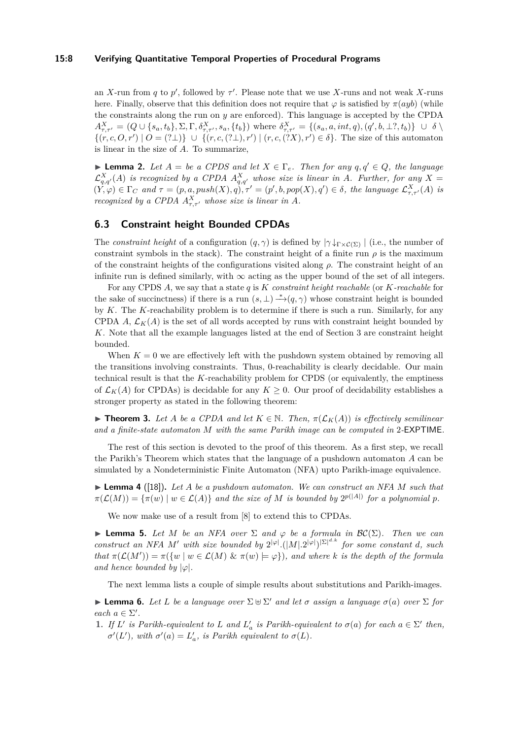an $X$-run from $q$ to $p'$, followed by $\tau'$. Please note that we use $X$-runs and not weak $X$-runs here. Finally, observe that this definition does not require that $\varphi$ is satisfied by $\pi(ayb)$ (while the constraints along the run on $y$ are enforced). This language is accepted by the CPDA $A^X_{\tau,\tau'} = (Q \cup \{s_a, t_b\}, \Sigma, \Gamma, \delta^X_{\tau,\tau'}, s_a, \{t_b\})$ where $\delta^X_{\tau,\tau'} = \{(s_a, a, int, q), (q', b, \bot?, t_b)\} \cup \delta \setminus \{(r, c, O, r') \mid O = (?\bot)\} \cup \{(r, c, (?\bot), r') \mid (r, c, (?X), r') \in \delta\}$. The size of this automaton is linear in the size of $A$. To summarize,

▶ **Lemma 2.** *Let $A =$ be a CPDS and let $X \in \Gamma_e$. Then for any $q, q' \in Q$, the language $\mathcal{L}^X_{q,q'}(A)$ is recognized by a CPDA $A^X_{q,q'}$ whose size is linear in $A$. Further, for any $X = (Y, \varphi) \in \Gamma_C$ and $\tau = (p, a, push(X), q), \tau' = (p', b, pop(X), q') \in \delta$, the language $\mathcal{L}^X_{\tau,\tau'}(A)$ is recognized by a CPDA $A^X_{\tau,\tau'}$ whose size is linear in $A$.*

## 6.3 Constraint height Bounded CPDAs

The *constraint height* of a configuration $(q, \gamma)$ is defined by $|\gamma\downarrow_{\Gamma\times\mathcal{C}(\Sigma)}|$ (i.e., the number of constraint symbols in the stack). The constraint height of a finite run $\rho$ is the maximum of the constraint heights of the configurations visited along $\rho$. The constraint height of an infinite run is defined similarly, with $\infty$ acting as the upper bound of the set of all integers.

For any CPDS $A$, we say that a state $q$ is $K$ *constraint height reachable* (or $K$*-reachable* for the sake of succinctness) if there is a run $(s, \bot) \xrightarrow{*} (q, \gamma)$ whose constraint height is bounded by $K$. The $K$-reachability problem is to determine if there is such a run. Similarly, for any CPDA $A$, $\mathcal{L}_K(A)$ is the set of all words accepted by runs with constraint height bounded by $K$. Note that all the example languages listed at the end of Section 3 are constraint height bounded.

When $K = 0$ we are effectively left with the pushdown system obtained by removing all the transitions involving constraints. Thus, 0-reachability is clearly decidable. Our main technical result is that the $K$-reachability problem for CPDS (or equivalently, the emptiness of $\mathcal{L}_K(A)$ for CPDAs) is decidable for any $K \geq 0$. Our proof of decidability establishes a stronger property as stated in the following theorem:

▶ **Theorem 3.** *Let $A$ be a CPDA and let $K \in \mathbb{N}$. Then, $\pi(\mathcal{L}_K(A))$ is effectively semilinear and a finite-state automaton $M$ with the same Parikh image can be computed in* 2-EXPTIME*.*

The rest of this section is devoted to the proof of this theorem. As a first step, we recall the Parikh's Theorem which states that the language of a pushdown automaton $A$ can be simulated by a Nondeterministic Finite Automaton (NFA) upto Parikh-image equivalence.

▶ **Lemma 4** ([18])**.** *Let $A$ be a pushdown automaton. We can construct an NFA $M$ such that $\pi(\mathcal{L}(M)) = \{\pi(w) \mid w \in \mathcal{L}(A)\}$ and the size of $M$ is bounded by $2^{p(|A|)}$ for a polynomial $p$.*

We now make use of a result from [8] to extend this to CPDAs.

▶ **Lemma 5.** *Let $M$ be an NFA over $\Sigma$ and $\varphi$ be a formula in $\mathcal{BC}(\Sigma)$. Then we can construct an NFA $M'$ with size bounded by $2^{|\varphi|}.(|M|.2^{|\varphi|})^{|\Sigma|^{d.k}}$ for some constant $d$, such that $\pi(\mathcal{L}(M')) = \pi(\{w \mid w \in \mathcal{L}(M) \text{ \& } \pi(w) \models \varphi\})$, and where $k$ is the depth of the formula and hence bounded by $|\varphi|$.*

The next lemma lists a couple of simple results about substitutions and Parikh-images.

▶ **Lemma 6.** *Let $L$ be a language over $\Sigma \uplus \Sigma'$ and let $\sigma$ assign a language $\sigma(a)$ over $\Sigma$ for each $a \in \Sigma'$.*

1. *If $L'$ is Parikh-equivalent to $L$ and $L'_a$ is Parikh-equivalent to $\sigma(a)$ for each $a \in \Sigma'$ then, $\sigma'(L')$, with $\sigma'(a) = L'_a$, is Parikh equivalent to $\sigma(L)$.*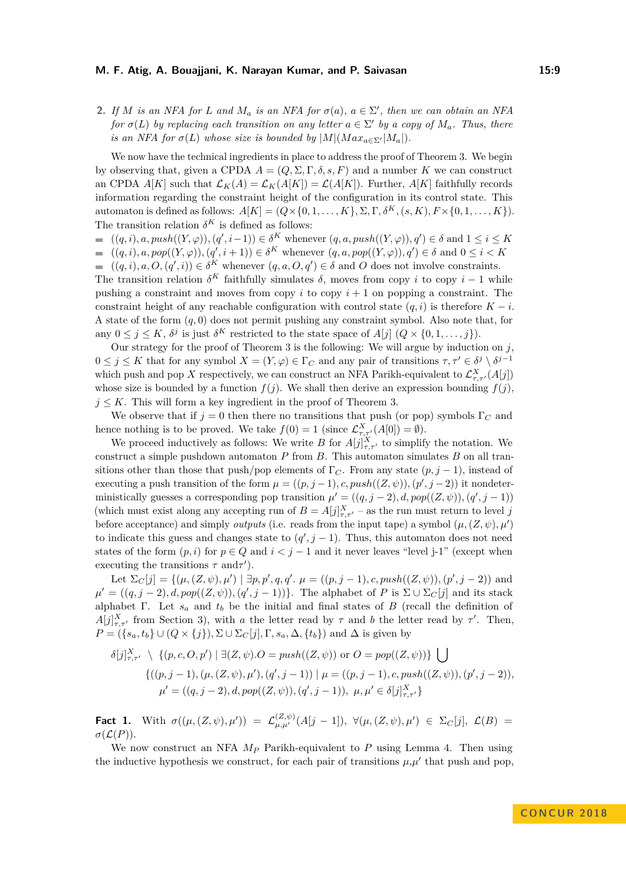2. *If $M$ is an NFA for $L$ and $M_a$ is an NFA for $\sigma(a)$, $a \in \Sigma'$, then we can obtain an NFA for $\sigma(L)$ by replacing each transition on any letter $a \in \Sigma'$ by a copy of $M_a$. Thus, there is an NFA for $\sigma(L)$ whose size is bounded by $|M|(Max_{a\in\Sigma'}|M_a|)$.*

We now have the technical ingredients in place to address the proof of Theorem 3. We begin by observing that, given a CPDA $A = (Q, \Sigma, \Gamma, \delta, s, F)$ and a number $K$ we can construct an CPDA $A[K]$ such that $\mathcal{L}_K(A) = \mathcal{L}_K(A[K]) = \mathcal{L}(A[K])$. Further, $A[K]$ faithfully records information regarding the constraint height of the configuration in its control state. This automaton is defined as follows: $A[K] = (Q\times\{0, 1, \ldots, K\}, \Sigma, \Gamma, \delta^K, (s, K), F\times\{0, 1, \ldots, K\})$. The transition relation $\delta^K$ is defined as follows:

- $((q, i), a, push((Y, \varphi)), (q', i-1)) \in \delta^K$ whenever $(q, a, push((Y, \varphi)), q') \in \delta$ and $1 \le i \le K$
- $((q, i), a, pop((Y, \varphi)), (q', i+1)) \in \delta^K$ whenever $(q, a, pop((Y, \varphi)), q') \in \delta$ and $0 \le i < K$
- $((q, i), a, O, (q', i)) \in \delta^K$ whenever $(q, a, O, q') \in \delta$ and $O$ does not involve constraints.

The transition relation $\delta^K$ faithfully simulates $\delta$, moves from copy $i$ to copy $i-1$ while pushing a constraint and moves from copy $i$ to copy $i+1$ on popping a constraint. The constraint height of any reachable configuration with control state $(q, i)$ is therefore $K - i$. A state of the form $(q, 0)$ does not permit pushing any constraint symbol. Also note that, for any $0 \le j \le K$, $\delta^j$ is just $\delta^K$ restricted to the state space of $A[j]$ $(Q \times \{0, 1, \ldots, j\})$.

Our strategy for the proof of Theorem 3 is the following: We will argue by induction on $j$, $0 \le j \le K$ that for any symbol $X = (Y, \varphi) \in \Gamma_C$ and any pair of transitions $\tau, \tau' \in \delta^j \setminus \delta^{j-1}$ which push and pop $X$ respectively, we can construct an NFA Parikh-equivalent to $\mathcal{L}^X_{\tau,\tau'}(A[j])$ whose size is bounded by a function $f(j)$. We shall then derive an expression bounding $f(j)$, $j \le K$. This will form a key ingredient in the proof of Theorem 3.

We observe that if $j = 0$ then there no transitions that push (or pop) symbols $\Gamma_C$ and hence nothing is to be proved. We take $f(0) = 1$ (since $\mathcal{L}^X_{\tau,\tau'}(A[0]) = \emptyset$).

We proceed inductively as follows: We write $B$ for $A[j]^X_{\tau,\tau'}$ to simplify the notation. We construct a simple pushdown automaton $P$ from $B$. This automaton simulates $B$ on all transitions other than those that push/pop elements of $\Gamma_C$. From any state $(p, j-1)$, instead of executing a push transition of the form $\mu = ((p, j-1), c, push((Z, \psi)), (p', j-2))$ it nondeterministically guesses a corresponding pop transition $\mu' = ((q, j-2), d, pop((Z, \psi)), (q', j-1))$ (which must exist along any accepting run of $B = A[j]^X_{\tau,\tau'}$ – as the run must return to level $j$ before acceptance) and simply *outputs* (i.e. reads from the input tape) a symbol $(\mu, (Z, \psi), \mu')$ to indicate this guess and changes state to $(q', j-1)$. Thus, this automaton does not need states of the form $(p, i)$ for $p \in Q$ and $i < j-1$ and it never leaves "level j-1" (except when executing the transitions $\tau$ and$\tau'$).

Let $\Sigma_C[j] = \{(\mu, (Z, \psi), \mu') \mid \exists p, p', q, q'.\ \mu = ((p, j-1), c, push((Z, \psi)), (p', j-2))$ and $\mu' = ((q, j-2), d, pop((Z, \psi)), (q', j-1))\}$. The alphabet of $P$ is $\Sigma \cup \Sigma_C[j]$ and its stack alphabet $\Gamma$. Let $s_a$ and $t_b$ be the initial and final states of $B$ (recall the definition of $A[j]^X_{\tau,\tau'}$ from Section 3), with $a$ the letter read by $\tau$ and $b$ the letter read by $\tau'$. Then, $P = (\{s_a, t_b\} \cup (Q \times \{j\}), \Sigma \cup \Sigma_C[j], \Gamma, s_a, \Delta, \{t_b\})$ and $\Delta$ is given by

$$\delta[j]^X_{\tau,\tau'} \ \setminus \ \{(p, c, O, p') \mid \exists (Z, \psi). O = push((Z, \psi)) \text{ or } O = pop((Z, \psi))\} \bigcup$$
$$\{((p, j-1), (\mu, (Z, \psi), \mu'), (q', j-1)) \mid \mu = ((p, j-1), c, push((Z, \psi)), (p', j-2)),$$
$$\mu' = ((q, j-2), d, pop((Z, \psi)), (q', j-1)),\ \mu, \mu' \in \delta[j]^X_{\tau,\tau'}\}$$

**Fact 1.** With $\sigma((\mu, (Z, \psi), \mu')) = \mathcal{L}^{(Z,\psi)}_{\mu,\mu'}(A[j-1])$, $\forall (\mu, (Z, \psi), \mu') \in \Sigma_C[j]$, $\mathcal{L}(B) = \sigma(\mathcal{L}(P))$.

We now construct an NFA $M_P$ Parikh-equivalent to $P$ using Lemma 4. Then using the inductive hypothesis we construct, for each pair of transitions $\mu$,$\mu'$ that push and pop,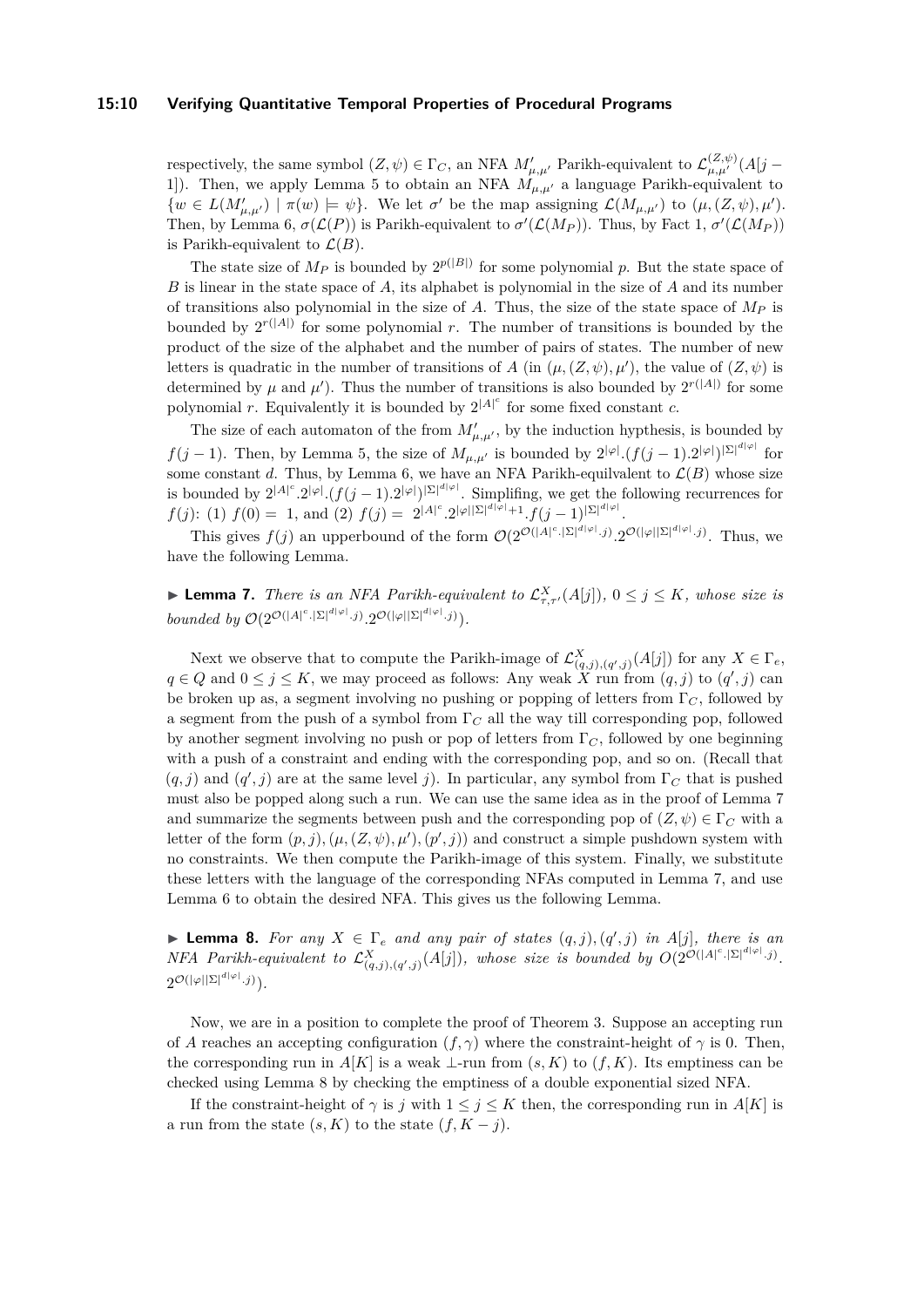respectively, the same symbol $(Z, \psi) \in \Gamma_C$, an NFA $M'_{\mu,\mu'}$ Parikh-equivalent to $\mathcal{L}^{(Z,\psi)}_{\mu,\mu'}(A[j-1])$. Then, we apply Lemma 5 to obtain an NFA $M_{\mu,\mu'}$ a language Parikh-equivalent to $\{w \in L(M'_{\mu,\mu'}) \mid \pi(w) \models \psi\}$. We let $\sigma'$ be the map assigning $\mathcal{L}(M_{\mu,\mu'})$ to $(\mu, (Z, \psi), \mu')$. Then, by Lemma 6, $\sigma(\mathcal{L}(P))$ is Parikh-equivalent to $\sigma'(\mathcal{L}(M_P))$. Thus, by Fact 1, $\sigma'(\mathcal{L}(M_P))$ is Parikh-equivalent to $\mathcal{L}(B)$.

The state size of $M_P$ is bounded by $2^{p(|B|)}$ for some polynomial $p$. But the state space of $B$ is linear in the state space of $A$, its alphabet is polynomial in the size of $A$ and its number of transitions also polynomial in the size of $A$. Thus, the size of the state space of $M_P$ is bounded by $2^{r(|A|)}$ for some polynomial $r$. The number of transitions is bounded by the product of the size of the alphabet and the number of pairs of states. The number of new letters is quadratic in the number of transitions of $A$ (in $(\mu, (Z, \psi), \mu')$, the value of $(Z, \psi)$ is determined by $\mu$ and $\mu'$). Thus the number of transitions is also bounded by $2^{r(|A|)}$ for some polynomial $r$. Equivalently it is bounded by $2^{|A|^c}$ for some fixed constant $c$.

The size of each automaton of the from $M'_{\mu,\mu'}$, by the induction hypthesis, is bounded by $f(j-1)$. Then, by Lemma 5, the size of $M_{\mu,\mu'}$ is bounded by $2^{|\varphi|}.(f(j-1).2^{|\varphi|})^{|\Sigma|^{d|\varphi|}}$ for some constant $d$. Thus, by Lemma 6, we have an NFA Parikh-equilvalent to $\mathcal{L}(B)$ whose size is bounded by $2^{|A|^c}.2^{|\varphi|}.(f(j-1).2^{|\varphi|})^{|\Sigma|^{d|\varphi|}}$. Simplifing, we get the following recurrences for $f(j)$: (1) $f(0) = 1$, and (2) $f(j) = 2^{|A|^c}.2^{|\varphi||\Sigma|^{d|\varphi|}+1}.f(j-1)^{|\Sigma|^{d|\varphi|}}$.

This gives $f(j)$ an upperbound of the form $\mathcal{O}(2^{\mathcal{O}(|A|^c.|\Sigma|^{d|\varphi|}.j)}.2^{\mathcal{O}(|\varphi||\Sigma|^{d|\varphi|}.j)})$. Thus, we have the following Lemma.

▶ **Lemma 7.** *There is an NFA Parikh-equivalent to $\mathcal{L}^X_{\tau,\tau'}(A[j])$, $0 \leq j \leq K$, whose size is bounded by $\mathcal{O}(2^{\mathcal{O}(|A|^c.|\Sigma|^{d|\varphi|}.j)}.2^{\mathcal{O}(|\varphi||\Sigma|^{d|\varphi|}.j)})$.*

Next we observe that to compute the Parikh-image of $\mathcal{L}^X_{(q,j),(q',j)}(A[j])$ for any $X \in \Gamma_e$, $q \in Q$ and $0 \leq j \leq K$, we may proceed as follows: Any weak $X$ run from $(q, j)$ to $(q', j)$ can be broken up as, a segment involving no pushing or popping of letters from $\Gamma_C$, followed by a segment from the push of a symbol from $\Gamma_C$ all the way till corresponding pop, followed by another segment involving no push or pop of letters from $\Gamma_C$, followed by one beginning with a push of a constraint and ending with the corresponding pop, and so on. (Recall that $(q, j)$ and $(q', j)$ are at the same level $j$). In particular, any symbol from $\Gamma_C$ that is pushed must also be popped along such a run. We can use the same idea as in the proof of Lemma 7 and summarize the segments between push and the corresponding pop of $(Z, \psi) \in \Gamma_C$ with a letter of the form $(p, j), (\mu, (Z, \psi), \mu'), (p', j))$ and construct a simple pushdown system with no constraints. We then compute the Parikh-image of this system. Finally, we substitute these letters with the language of the corresponding NFAs computed in Lemma 7, and use Lemma 6 to obtain the desired NFA. This gives us the following Lemma.

▶ **Lemma 8.** *For any $X \in \Gamma_e$ and any pair of states $(q, j), (q', j)$ in $A[j]$, there is an NFA Parikh-equivalent to $\mathcal{L}^X_{(q,j),(q',j)}(A[j])$, whose size is bounded by $O(2^{\mathcal{O}(|A|^c.|\Sigma|^{d|\varphi|}.j)}.2^{\mathcal{O}(|\varphi||\Sigma|^{d|\varphi|}.j)})$.*

Now, we are in a position to complete the proof of Theorem 3. Suppose an accepting run of $A$ reaches an accepting configuration $(f, \gamma)$ where the constraint-height of $\gamma$ is 0. Then, the corresponding run in $A[K]$ is a weak $\perp$-run from $(s, K)$ to $(f, K)$. Its emptiness can be checked using Lemma 8 by checking the emptiness of a double exponential sized NFA.

If the constraint-height of $\gamma$ is $j$ with $1 \leq j \leq K$ then, the corresponding run in $A[K]$ is a run from the state $(s, K)$ to the state $(f, K - j)$.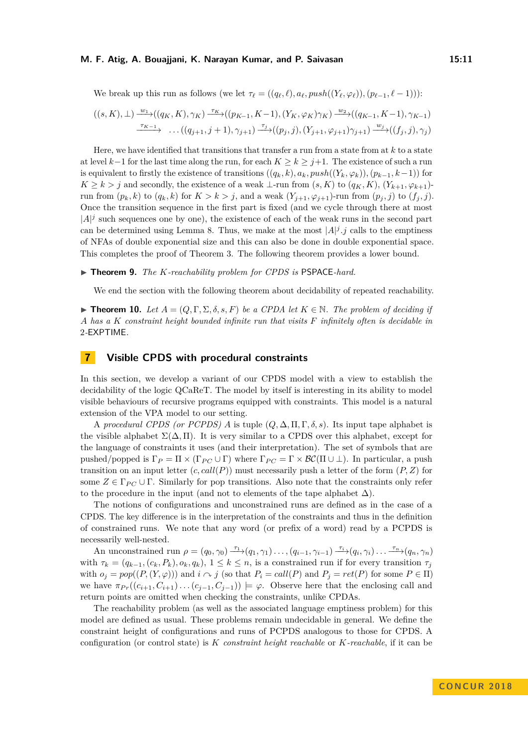We break up this run as follows (we let $\tau_\ell = ((q_\ell, \ell), a_\ell, push((Y_\ell, \varphi_\ell)), (p_{\ell-1}, \ell-1)))$:

$$((s,K),\bot) \xrightarrow{w_1} ((q_K,K),\gamma_K) \xrightarrow{\tau_K} ((p_{K-1},K-1),(Y_K,\varphi_K)\gamma_K) \xrightarrow{w_2} ((q_{K-1},K-1),\gamma_{K-1})$$
$$\xrightarrow{\tau_{K-1}} \;\ldots((q_{j+1},j+1),\gamma_{j+1}) \xrightarrow{\tau_j} ((p_j,j),(Y_{j+1},\varphi_{j+1})\gamma_{j+1}) \xrightarrow{w_j} ((f_j,j),\gamma_j)$$

Here, we have identified that transitions that transfer a run from a state from at $k$ to a state at level $k-1$ for the last time along the run, for each $K \geq k \geq j+1$. The existence of such a run is equivalent to firstly the existence of transitions $((q_k,k),a_k,push((Y_k,\varphi_k)),(p_{k-1},k-1))$ for $K \geq k > j$ and secondly, the existence of a weak $\bot$-run from $(s,K)$ to $(q_K,K)$, $(Y_{k+1},\varphi_{k+1})$-run from $(p_k,k)$ to $(q_k,k)$ for $K > k > j$, and a weak $(Y_{j+1},\varphi_{j+1})$-run from $(p_j,j)$ to $(f_j,j)$. Once the transition sequence in the first part is fixed (and we cycle through there at most $|A|^j$ such sequences one by one), the existence of each of the weak runs in the second part can be determined using Lemma 8. Thus, we make at the most $|A|^j.j$ calls to the emptiness of NFAs of double exponential size and this can also be done in double exponential space. This completes the proof of Theorem 3. The following theorem provides a lower bound.

▶ **Theorem 9.** *The $K$-reachability problem for CPDS is* PSPACE*-hard.*

We end the section with the following theorem about decidability of repeated reachability.

▶ **Theorem 10.** *Let $A = (Q,\Gamma,\Sigma,\delta,s,F)$ be a CPDA let $K \in \mathbb{N}$. The problem of deciding if $A$ has a $K$ constraint height bounded infinite run that visits $F$ infinitely often is decidable in* 2-EXPTIME*.*

## 7 Visible CPDS with procedural constraints

In this section, we develop a variant of our CPDS model with a view to establish the decidability of the logic QCaReT. The model by itself is interesting in its ability to model visible behaviours of recursive programs equipped with constraints. This model is a natural extension of the VPA model to our setting.

A *procedural CPDS (or PCPDS) $A$* is tuple $(Q,\Delta,\Pi,\Gamma,\delta,s)$. Its input tape alphabet is the visible alphabet $\Sigma(\Delta,\Pi)$. It is very similar to a CPDS over this alphabet, except for the language of constraints it uses (and their interpretation). The set of symbols that are pushed/popped is $\Gamma_P = \Pi \times (\Gamma_{PC} \cup \Gamma)$ where $\Gamma_{PC} = \Gamma \times \mathcal{BC}(\Pi \cup \bot)$. In particular, a push transition on an input letter $(c, call(P))$ must necessarily push a letter of the form $(P,Z)$ for some $Z \in \Gamma_{PC} \cup \Gamma$. Similarly for pop transitions. Also note that the constraints only refer to the procedure in the input (and not to elements of the tape alphabet $\Delta$).

The notions of configurations and unconstrained runs are defined as in the case of a CPDS. The key difference is in the interpretation of the constraints and thus in the definition of constrained runs. We note that any word (or prefix of a word) read by a PCPDS is necessarily well-nested.

An unconstrained run $\rho = (q_0,\gamma_0) \xrightarrow{\tau_1} (q_1,\gamma_1)\ldots,(q_{i-1},\gamma_{i-1}) \xrightarrow{\tau_i} (q_i,\gamma_i)\ldots \xrightarrow{\tau_n} (q_n,\gamma_n)$ with $\tau_k = (q_{k-1},(c_k,P_k),o_k,q_k)$, $1 \leq k \leq n$, is a constrained run if for every transition $\tau_j$ with $o_j = pop((P,(Y,\varphi)))$ and $i \curvearrowright j$ (so that $P_i = call(P)$ and $P_j = ret(P)$ for some $P \in \Pi$) we have $\pi_{Pr}((c_{i+1},C_{i+1})\ldots(c_{j-1},C_{j-1})) \models \varphi$. Observe here that the enclosing call and return points are omitted when checking the constraints, unlike CPDAs.

The reachability problem (as well as the associated language emptiness problem) for this model are defined as usual. These problems remain undecidable in general. We define the constraint height of configurations and runs of PCPDS analogous to those for CPDS. A configuration (or control state) is *$K$ constraint height reachable* or *$K$-reachable*, if it can be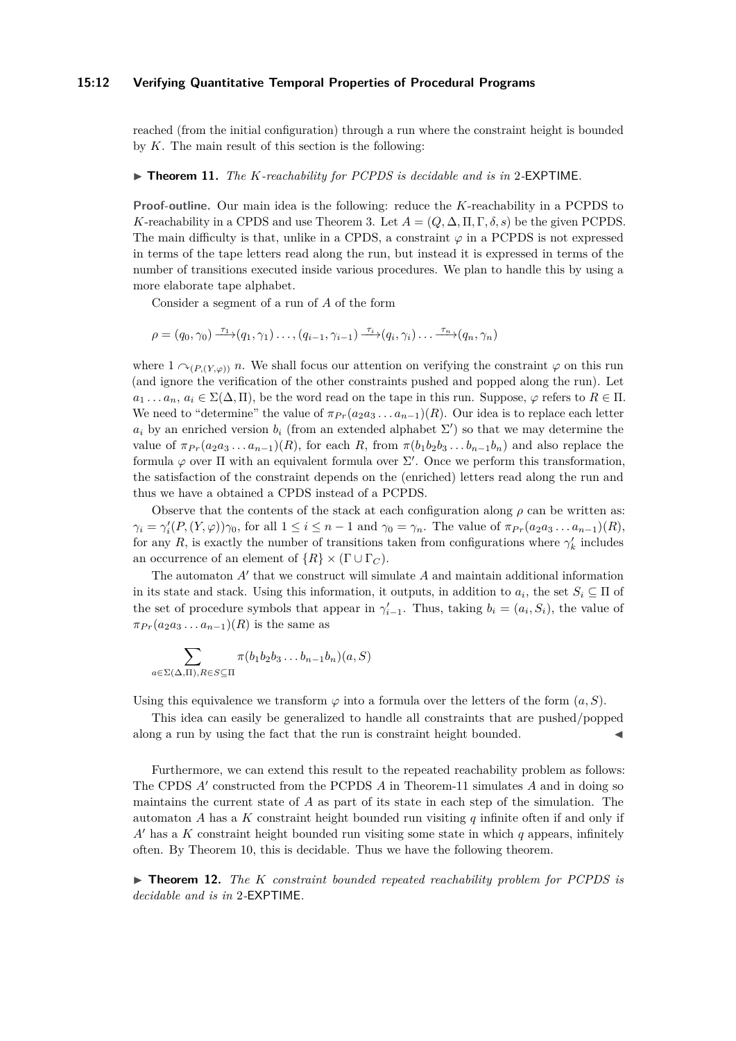reached (from the initial configuration) through a run where the constraint height is bounded by $K$. The main result of this section is the following:

▶ **Theorem 11.** *The $K$-reachability for PCPDS is decidable and is in* 2-EXPTIME*.*

**Proof-outline.** Our main idea is the following: reduce the $K$-reachability in a PCPDS to $K$-reachability in a CPDS and use Theorem 3. Let $A = (Q, \Delta, \Pi, \Gamma, \delta, s)$ be the given PCPDS. The main difficulty is that, unlike in a CPDS, a constraint $\varphi$ in a PCPDS is not expressed in terms of the tape letters read along the run, but instead it is expressed in terms of the number of transitions executed inside various procedures. We plan to handle this by using a more elaborate tape alphabet.

Consider a segment of a run of $A$ of the form

$$\rho = (q_0, \gamma_0) \xrightarrow{\tau_1} (q_1, \gamma_1) \ldots, (q_{i-1}, \gamma_{i-1}) \xrightarrow{\tau_i} (q_i, \gamma_i) \ldots \xrightarrow{\tau_n} (q_n, \gamma_n)$$

where $1 \curvearrowright_{(P,(Y,\varphi))} n$. We shall focus our attention on verifying the constraint $\varphi$ on this run (and ignore the verification of the other constraints pushed and popped along the run). Let $a_1 \ldots a_n$, $a_i \in \Sigma(\Delta, \Pi)$, be the word read on the tape in this run. Suppose, $\varphi$ refers to $R \in \Pi$. We need to "determine" the value of $\pi_{Pr}(a_2 a_3 \ldots a_{n-1})(R)$. Our idea is to replace each letter $a_i$ by an enriched version $b_i$ (from an extended alphabet $\Sigma'$) so that we may determine the value of $\pi_{Pr}(a_2 a_3 \ldots a_{n-1})(R)$, for each $R$, from $\pi(b_1 b_2 b_3 \ldots b_{n-1} b_n)$ and also replace the formula $\varphi$ over $\Pi$ with an equivalent formula over $\Sigma'$. Once we perform this transformation, the satisfaction of the constraint depends on the (enriched) letters read along the run and thus we have a obtained a CPDS instead of a PCPDS.

Observe that the contents of the stack at each configuration along $\rho$ can be written as: $\gamma_i = \gamma_i'(P, (Y, \varphi))\gamma_0$, for all $1 \leq i \leq n-1$ and $\gamma_0 = \gamma_n$. The value of $\pi_{Pr}(a_2 a_3 \ldots a_{n-1})(R)$, for any $R$, is exactly the number of transitions taken from configurations where $\gamma_k'$ includes an occurrence of an element of $\{R\} \times (\Gamma \cup \Gamma_C)$.

The automaton $A'$ that we construct will simulate $A$ and maintain additional information in its state and stack. Using this information, it outputs, in addition to $a_i$, the set $S_i \subseteq \Pi$ of the set of procedure symbols that appear in $\gamma_{i-1}'$. Thus, taking $b_i = (a_i, S_i)$, the value of $\pi_{Pr}(a_2 a_3 \ldots a_{n-1})(R)$ is the same as

$$\sum_{a \in \Sigma(\Delta,\Pi), R \in S \subseteq \Pi} \pi(b_1 b_2 b_3 \ldots b_{n-1} b_n)(a, S)$$

Using this equivalence we transform $\varphi$ into a formula over the letters of the form $(a, S)$.

This idea can easily be generalized to handle all constraints that are pushed/popped along a run by using the fact that the run is constraint height bounded. ◀

Furthermore, we can extend this result to the repeated reachability problem as follows: The CPDS $A'$ constructed from the PCPDS $A$ in Theorem-11 simulates $A$ and in doing so maintains the current state of $A$ as part of its state in each step of the simulation. The automaton $A$ has a $K$ constraint height bounded run visiting $q$ infinite often if and only if $A'$ has a $K$ constraint height bounded run visiting some state in which $q$ appears, infinitely often. By Theorem 10, this is decidable. Thus we have the following theorem.

▶ **Theorem 12.** *The $K$ constraint bounded repeated reachability problem for PCPDS is decidable and is in* 2-EXPTIME*.*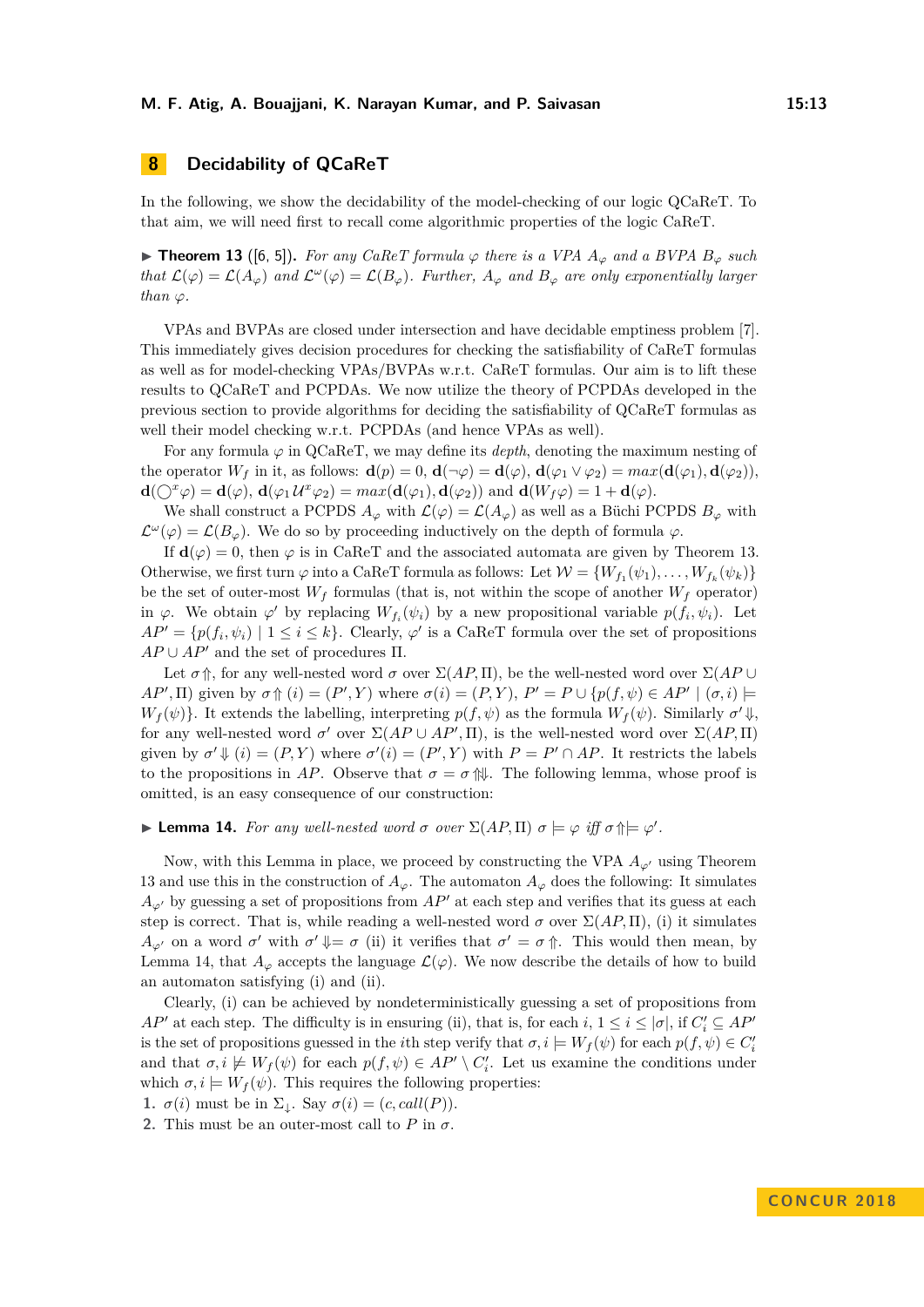## 8 Decidability of QCaReT

In the following, we show the decidability of the model-checking of our logic QCaReT. To that aim, we will need first to recall come algorithmic properties of the logic CaReT.

▶ **Theorem 13** ([6, 5])**.** *For any CaReT formula $\varphi$ there is a VPA $A_\varphi$ and a BVPA $B_\varphi$ such that $\mathcal{L}(\varphi) = \mathcal{L}(A_\varphi)$ and $\mathcal{L}^\omega(\varphi) = \mathcal{L}(B_\varphi)$. Further, $A_\varphi$ and $B_\varphi$ are only exponentially larger than $\varphi$.*

VPAs and BVPAs are closed under intersection and have decidable emptiness problem [7]. This immediately gives decision procedures for checking the satisfiability of CaReT formulas as well as for model-checking VPAs/BVPAs w.r.t. CaReT formulas. Our aim is to lift these results to QCaReT and PCPDAs. We now utilize the theory of PCPDAs developed in the previous section to provide algorithms for deciding the satisfiability of QCaReT formulas as well their model checking w.r.t. PCPDAs (and hence VPAs as well).

For any formula $\varphi$ in QCaReT, we may define its *depth*, denoting the maximum nesting of the operator $W_f$ in it, as follows: $\mathbf{d}(p) = 0$, $\mathbf{d}(\neg\varphi) = \mathbf{d}(\varphi)$, $\mathbf{d}(\varphi_1 \vee \varphi_2) = max(\mathbf{d}(\varphi_1), \mathbf{d}(\varphi_2))$, $\mathbf{d}(\bigcirc^x \varphi) = \mathbf{d}(\varphi)$, $\mathbf{d}(\varphi_1 \mathcal{U}^x \varphi_2) = max(\mathbf{d}(\varphi_1), \mathbf{d}(\varphi_2))$ and $\mathbf{d}(W_f \varphi) = 1 + \mathbf{d}(\varphi)$.

We shall construct a PCPDS $A_\varphi$ with $\mathcal{L}(\varphi) = \mathcal{L}(A_\varphi)$ as well as a Büchi PCPDS $B_\varphi$ with $\mathcal{L}^\omega(\varphi) = \mathcal{L}(B_\varphi)$. We do so by proceeding inductively on the depth of formula $\varphi$.

If $\mathbf{d}(\varphi) = 0$, then $\varphi$ is in CaReT and the associated automata are given by Theorem 13. Otherwise, we first turn $\varphi$ into a CaReT formula as follows: Let $\mathcal{W} = \{W_{f_1}(\psi_1), \ldots, W_{f_k}(\psi_k)\}$ be the set of outer-most $W_f$ formulas (that is, not within the scope of another $W_f$ operator) in $\varphi$. We obtain $\varphi'$ by replacing $W_{f_i}(\psi_i)$ by a new propositional variable $p(f_i, \psi_i)$. Let $AP' = \{p(f_i, \psi_i) \mid 1 \leq i \leq k\}$. Clearly, $\varphi'$ is a CaReT formula over the set of propositions $AP \cup AP'$ and the set of procedures $\Pi$.

Let $\sigma \Uparrow$, for any well-nested word $\sigma$ over $\Sigma(AP, \Pi)$, be the well-nested word over $\Sigma(AP \cup AP', \Pi)$ given by $\sigma \Uparrow (i) = (P', Y)$ where $\sigma(i) = (P, Y)$, $P' = P \cup \{p(f, \psi) \in AP' \mid (\sigma, i) \models W_f(\psi)\}$. It extends the labelling, interpreting $p(f, \psi)$ as the formula $W_f(\psi)$. Similarly $\sigma' \Downarrow$, for any well-nested word $\sigma'$ over $\Sigma(AP \cup AP', \Pi)$, is the well-nested word over $\Sigma(AP, \Pi)$ given by $\sigma' \Downarrow (i) = (P, Y)$ where $\sigma'(i) = (P', Y)$ with $P = P' \cap AP$. It restricts the labels to the propositions in $AP$. Observe that $\sigma = \sigma \Uparrow \Downarrow$. The following lemma, whose proof is omitted, is an easy consequence of our construction:

▶ **Lemma 14.** *For any well-nested word $\sigma$ over $\Sigma(AP, \Pi)$ $\sigma \models \varphi$ iff $\sigma \Uparrow \models \varphi'$.*

Now, with this Lemma in place, we proceed by constructing the VPA $A_{\varphi'}$ using Theorem 13 and use this in the construction of $A_\varphi$. The automaton $A_\varphi$ does the following: It simulates $A_{\varphi'}$ by guessing a set of propositions from $AP'$ at each step and verifies that its guess at each step is correct. That is, while reading a well-nested word $\sigma$ over $\Sigma(AP, \Pi)$, (i) it simulates $A_{\varphi'}$ on a word $\sigma'$ with $\sigma' \Downarrow = \sigma$ (ii) it verifies that $\sigma' = \sigma \Uparrow$. This would then mean, by Lemma 14, that $A_\varphi$ accepts the language $\mathcal{L}(\varphi)$. We now describe the details of how to build an automaton satisfying (i) and (ii).

Clearly, (i) can be achieved by nondeterministically guessing a set of propositions from $AP'$ at each step. The difficulty is in ensuring (ii), that is, for each $i$, $1 \leq i \leq |\sigma|$, if $C'_i \subseteq AP'$ is the set of propositions guessed in the $i$th step verify that $\sigma, i \models W_f(\psi)$ for each $p(f, \psi) \in C'_i$ and that $\sigma, i \not\models W_f(\psi)$ for each $p(f, \psi) \in AP' \setminus C'_i$. Let us examine the conditions under which $\sigma, i \models W_f(\psi)$. This requires the following properties:

1. $\sigma(i)$ must be in $\Sigma_\downarrow$. Say $\sigma(i) = (c, call(P))$.
2. This must be an outer-most call to $P$ in $\sigma$.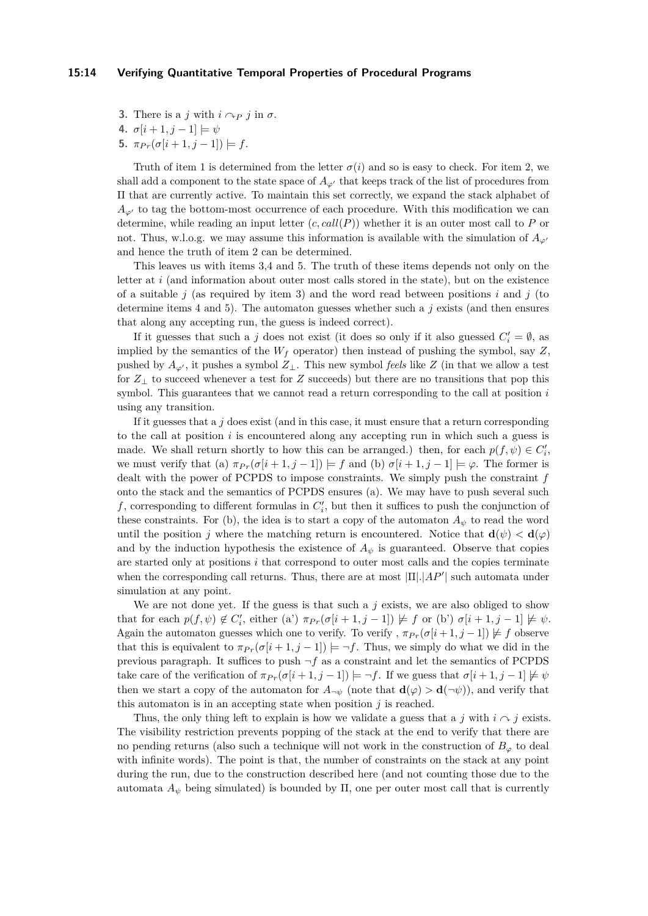3. There is a $j$ with $i \curvearrowright_P j$ in $\sigma$.
4. $\sigma[i+1, j-1] \models \psi$
5. $\pi_{Pr}(\sigma[i+1, j-1]) \models f$.

Truth of item 1 is determined from the letter $\sigma(i)$ and so is easy to check. For item 2, we shall add a component to the state space of $A_{\varphi'}$ that keeps track of the list of procedures from $\Pi$ that are currently active. To maintain this set correctly, we expand the stack alphabet of $A_{\varphi'}$ to tag the bottom-most occurrence of each procedure. With this modification we can determine, while reading an input letter $(c, call(P))$ whether it is an outer most call to $P$ or not. Thus, w.l.o.g. we may assume this information is available with the simulation of $A_{\varphi'}$ and hence the truth of item 2 can be determined.

This leaves us with items 3,4 and 5. The truth of these items depends not only on the letter at $i$ (and information about outer most calls stored in the state), but on the existence of a suitable $j$ (as required by item 3) and the word read between positions $i$ and $j$ (to determine items 4 and 5). The automaton guesses whether such a $j$ exists (and then ensures that along any accepting run, the guess is indeed correct).

If it guesses that such a $j$ does not exist (it does so only if it also guessed $C'_i = \emptyset$, as implied by the semantics of the $W_f$ operator) then instead of pushing the symbol, say $Z$, pushed by $A_{\varphi'}$, it pushes a symbol $Z_\perp$. This new symbol *feels* like $Z$ (in that we allow a test for $Z_\perp$ to succeed whenever a test for $Z$ succeeds) but there are no transitions that pop this symbol. This guarantees that we cannot read a return corresponding to the call at position $i$ using any transition.

If it guesses that a $j$ does exist (and in this case, it must ensure that a return corresponding to the call at position $i$ is encountered along any accepting run in which such a guess is made. We shall return shortly to how this can be arranged.) then, for each $p(f, \psi) \in C'_i$, we must verify that (a) $\pi_{Pr}(\sigma[i+1, j-1]) \models f$ and (b) $\sigma[i+1, j-1] \models \varphi$. The former is dealt with the power of PCPDS to impose constraints. We simply push the constraint $f$ onto the stack and the semantics of PCPDS ensures (a). We may have to push several such $f$, corresponding to different formulas in $C'_i$, but then it suffices to push the conjunction of these constraints. For (b), the idea is to start a copy of the automaton $A_\psi$ to read the word until the position $j$ where the matching return is encountered. Notice that $\mathbf{d}(\psi) < \mathbf{d}(\varphi)$ and by the induction hypothesis the existence of $A_\psi$ is guaranteed. Observe that copies are started only at positions $i$ that correspond to outer most calls and the copies terminate when the corresponding call returns. Thus, there are at most $|\Pi|.|AP'|$ such automata under simulation at any point.

We are not done yet. If the guess is that such a $j$ exists, we are also obliged to show that for each $p(f, \psi) \notin C'_i$, either (a') $\pi_{Pr}(\sigma[i+1, j-1]) \not\models f$ or (b') $\sigma[i+1, j-1] \not\models \psi$. Again the automaton guesses which one to verify. To verify , $\pi_{Pr}(\sigma[i+1, j-1]) \not\models f$ observe that this is equivalent to $\pi_{Pr}(\sigma[i+1, j-1]) \models \neg f$. Thus, we simply do what we did in the previous paragraph. It suffices to push $\neg f$ as a constraint and let the semantics of PCPDS take care of the verification of $\pi_{Pr}(\sigma[i+1, j-1]) \models \neg f$. If we guess that $\sigma[i+1, j-1] \not\models \psi$ then we start a copy of the automaton for $A_{\neg\psi}$ (note that $\mathbf{d}(\varphi) > \mathbf{d}(\neg\psi)$), and verify that this automaton is in an accepting state when position $j$ is reached.

Thus, the only thing left to explain is how we validate a guess that a $j$ with $i \curvearrowright j$ exists. The visibility restriction prevents popping of the stack at the end to verify that there are no pending returns (also such a technique will not work in the construction of $B_\varphi$ to deal with infinite words). The point is that, the number of constraints on the stack at any point during the run, due to the construction described here (and not counting those due to the automata $A_\psi$ being simulated) is bounded by $\Pi$, one per outer most call that is currently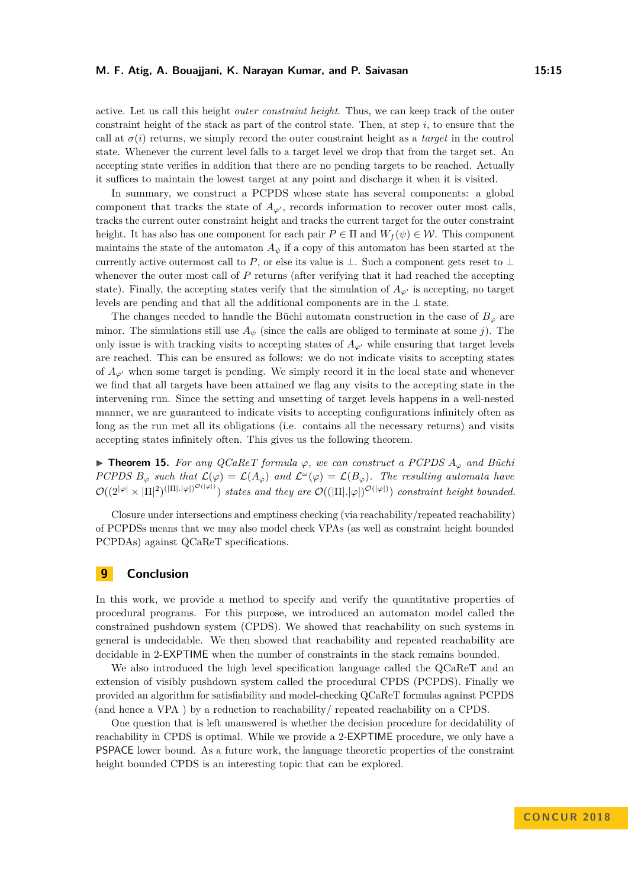active. Let us call this height *outer constraint height*. Thus, we can keep track of the outer constraint height of the stack as part of the control state. Then, at step $i$, to ensure that the call at $\sigma(i)$ returns, we simply record the outer constraint height as a *target* in the control state. Whenever the current level falls to a target level we drop that from the target set. An accepting state verifies in addition that there are no pending targets to be reached. Actually it suffices to maintain the lowest target at any point and discharge it when it is visited.

In summary, we construct a PCPDS whose state has several components: a global component that tracks the state of $A_{\varphi'}$, records information to recover outer most calls, tracks the current outer constraint height and tracks the current target for the outer constraint height. It has also has one component for each pair $P \in \Pi$ and $W_f(\psi) \in \mathcal{W}$. This component maintains the state of the automaton $A_\psi$ if a copy of this automaton has been started at the currently active outermost call to $P$, or else its value is $\bot$. Such a component gets reset to $\bot$ whenever the outer most call of $P$ returns (after verifying that it had reached the accepting state). Finally, the accepting states verify that the simulation of $A_{\varphi'}$ is accepting, no target levels are pending and that all the additional components are in the $\bot$ state.

The changes needed to handle the Büchi automata construction in the case of $B_\varphi$ are minor. The simulations still use $A_\psi$ (since the calls are obliged to terminate at some $j$). The only issue is with tracking visits to accepting states of $A_{\varphi'}$ while ensuring that target levels are reached. This can be ensured as follows: we do not indicate visits to accepting states of $A_{\varphi'}$ when some target is pending. We simply record it in the local state and whenever we find that all targets have been attained we flag any visits to the accepting state in the intervening run. Since the setting and unsetting of target levels happens in a well-nested manner, we are guaranteed to indicate visits to accepting configurations infinitely often as long as the run met all its obligations (i.e. contains all the necessary returns) and visits accepting states infinitely often. This gives us the following theorem.

▶ **Theorem 15.** *For any QCaReT formula $\varphi$, we can construct a PCPDS $A_\varphi$ and Büchi PCPDS $B_\varphi$ such that $\mathcal{L}(\varphi) = \mathcal{L}(A_\varphi)$ and $\mathcal{L}^\omega(\varphi) = \mathcal{L}(B_\varphi)$. The resulting automata have $\mathcal{O}((2^{|\varphi|} \times |\Pi|^2)^{(|\Pi|.|\varphi|)^{\mathcal{O}(|\varphi|)}})$ states and they are $\mathcal{O}((|\Pi|.|\varphi|)^{\mathcal{O}(|\varphi|)})$ constraint height bounded.*

Closure under intersections and emptiness checking (via reachability/repeated reachability) of PCPDSs means that we may also model check VPAs (as well as constraint height bounded PCPDAs) against QCaReT specifications.

## 9 Conclusion

In this work, we provide a method to specify and verify the quantitative properties of procedural programs. For this purpose, we introduced an automaton model called the constrained pushdown system (CPDS). We showed that reachability on such systems in general is undecidable. We then showed that reachability and repeated reachability are decidable in 2-EXPTIME when the number of constraints in the stack remains bounded.

We also introduced the high level specification language called the QCaReT and an extension of visibly pushdown system called the procedural CPDS (PCPDS). Finally we provided an algorithm for satisfiability and model-checking QCaReT formulas against PCPDS (and hence a VPA ) by a reduction to reachability/ repeated reachability on a CPDS.

One question that is left unanswered is whether the decision procedure for decidability of reachability in CPDS is optimal. While we provide a 2-EXPTIME procedure, we only have a PSPACE lower bound. As a future work, the language theoretic properties of the constraint height bounded CPDS is an interesting topic that can be explored.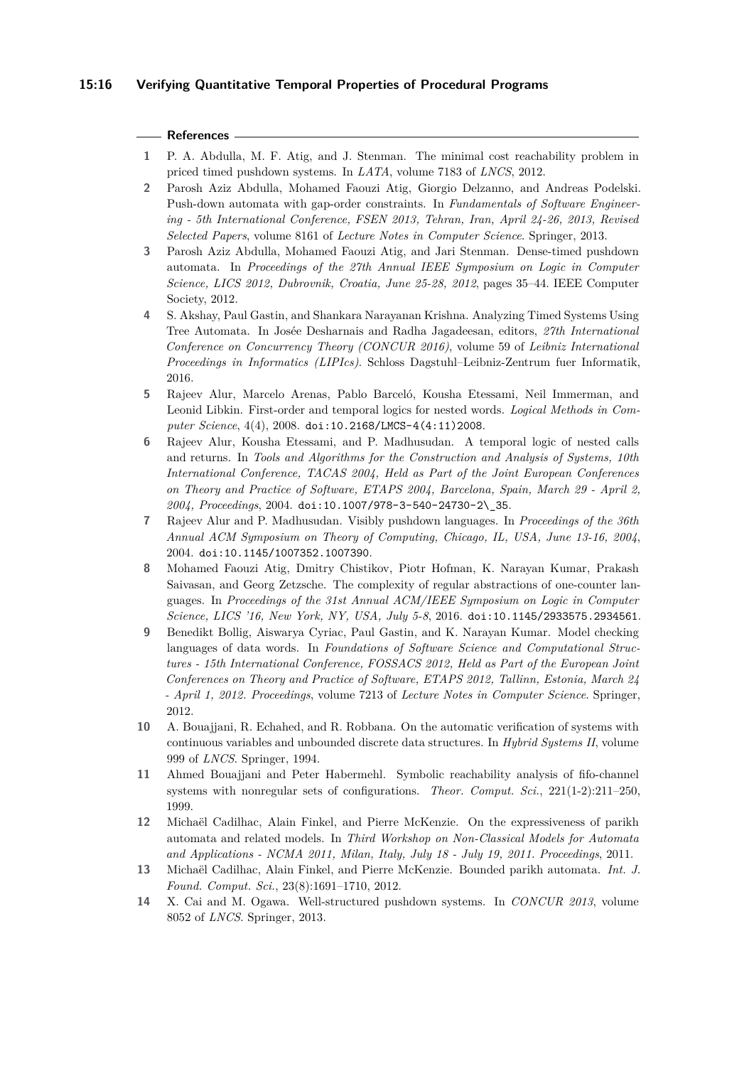## References

1. P. A. Abdulla, M. F. Atig, and J. Stenman. The minimal cost reachability problem in priced timed pushdown systems. In *LATA*, volume 7183 of *LNCS*, 2012.
2. Parosh Aziz Abdulla, Mohamed Faouzi Atig, Giorgio Delzanno, and Andreas Podelski. Push-down automata with gap-order constraints. In *Fundamentals of Software Engineering - 5th International Conference, FSEN 2013, Tehran, Iran, April 24-26, 2013, Revised Selected Papers*, volume 8161 of *Lecture Notes in Computer Science*. Springer, 2013.
3. Parosh Aziz Abdulla, Mohamed Faouzi Atig, and Jari Stenman. Dense-timed pushdown automata. In *Proceedings of the 27th Annual IEEE Symposium on Logic in Computer Science, LICS 2012, Dubrovnik, Croatia, June 25-28, 2012*, pages 35–44. IEEE Computer Society, 2012.
4. S. Akshay, Paul Gastin, and Shankara Narayanan Krishna. Analyzing Timed Systems Using Tree Automata. In Josée Desharnais and Radha Jagadeesan, editors, *27th International Conference on Concurrency Theory (CONCUR 2016)*, volume 59 of *Leibniz International Proceedings in Informatics (LIPIcs)*. Schloss Dagstuhl–Leibniz-Zentrum fuer Informatik, 2016.
5. Rajeev Alur, Marcelo Arenas, Pablo Barceló, Kousha Etessami, Neil Immerman, and Leonid Libkin. First-order and temporal logics for nested words. *Logical Methods in Computer Science*, 4(4), 2008. doi:10.2168/LMCS-4(4:11)2008.
6. Rajeev Alur, Kousha Etessami, and P. Madhusudan. A temporal logic of nested calls and returns. In *Tools and Algorithms for the Construction and Analysis of Systems, 10th International Conference, TACAS 2004, Held as Part of the Joint European Conferences on Theory and Practice of Software, ETAPS 2004, Barcelona, Spain, March 29 - April 2, 2004, Proceedings*, 2004. doi:10.1007/978-3-540-24730-2\_35.
7. Rajeev Alur and P. Madhusudan. Visibly pushdown languages. In *Proceedings of the 36th Annual ACM Symposium on Theory of Computing, Chicago, IL, USA, June 13-16, 2004*, 2004. doi:10.1145/1007352.1007390.
8. Mohamed Faouzi Atig, Dmitry Chistikov, Piotr Hofman, K. Narayan Kumar, Prakash Saivasan, and Georg Zetzsche. The complexity of regular abstractions of one-counter languages. In *Proceedings of the 31st Annual ACM/IEEE Symposium on Logic in Computer Science, LICS '16, New York, NY, USA, July 5-8*, 2016. doi:10.1145/2933575.2934561.
9. Benedikt Bollig, Aiswarya Cyriac, Paul Gastin, and K. Narayan Kumar. Model checking languages of data words. In *Foundations of Software Science and Computational Structures - 15th International Conference, FOSSACS 2012, Held as Part of the European Joint Conferences on Theory and Practice of Software, ETAPS 2012, Tallinn, Estonia, March 24 - April 1, 2012. Proceedings*, volume 7213 of *Lecture Notes in Computer Science*. Springer, 2012.
10. A. Bouajjani, R. Echahed, and R. Robbana. On the automatic verification of systems with continuous variables and unbounded discrete data structures. In *Hybrid Systems II*, volume 999 of *LNCS*. Springer, 1994.
11. Ahmed Bouajjani and Peter Habermehl. Symbolic reachability analysis of fifo-channel systems with nonregular sets of configurations. *Theor. Comput. Sci.*, 221(1-2):211–250, 1999.
12. Michaël Cadilhac, Alain Finkel, and Pierre McKenzie. On the expressiveness of parikh automata and related models. In *Third Workshop on Non-Classical Models for Automata and Applications - NCMA 2011, Milan, Italy, July 18 - July 19, 2011. Proceedings*, 2011.
13. Michaël Cadilhac, Alain Finkel, and Pierre McKenzie. Bounded parikh automata. *Int. J. Found. Comput. Sci.*, 23(8):1691–1710, 2012.
14. X. Cai and M. Ogawa. Well-structured pushdown systems. In *CONCUR 2013*, volume 8052 of *LNCS*. Springer, 2013.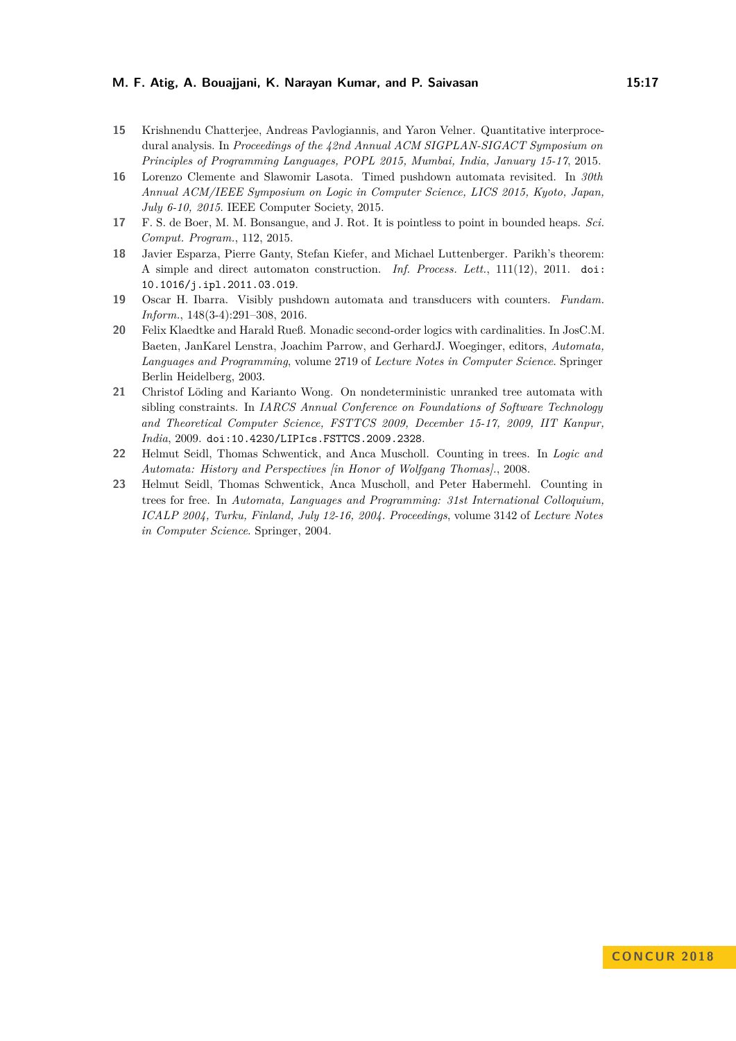15 Krishnendu Chatterjee, Andreas Pavlogiannis, and Yaron Velner. Quantitative interprocedural analysis. In *Proceedings of the 42nd Annual ACM SIGPLAN-SIGACT Symposium on Principles of Programming Languages, POPL 2015, Mumbai, India, January 15-17*, 2015.

16 Lorenzo Clemente and Slawomir Lasota. Timed pushdown automata revisited. In *30th Annual ACM/IEEE Symposium on Logic in Computer Science, LICS 2015, Kyoto, Japan, July 6-10, 2015*. IEEE Computer Society, 2015.

17 F. S. de Boer, M. M. Bonsangue, and J. Rot. It is pointless to point in bounded heaps. *Sci. Comput. Program.*, 112, 2015.

18 Javier Esparza, Pierre Ganty, Stefan Kiefer, and Michael Luttenberger. Parikh's theorem: A simple and direct automaton construction. *Inf. Process. Lett.*, 111(12), 2011. `doi:10.1016/j.ipl.2011.03.019`.

19 Oscar H. Ibarra. Visibly pushdown automata and transducers with counters. *Fundam. Inform.*, 148(3-4):291–308, 2016.

20 Felix Klaedtke and Harald Rueß. Monadic second-order logics with cardinalities. In JosC.M. Baeten, JanKarel Lenstra, Joachim Parrow, and GerhardJ. Woeginger, editors, *Automata, Languages and Programming*, volume 2719 of *Lecture Notes in Computer Science*. Springer Berlin Heidelberg, 2003.

21 Christof Löding and Karianto Wong. On nondeterministic unranked tree automata with sibling constraints. In *IARCS Annual Conference on Foundations of Software Technology and Theoretical Computer Science, FSTTCS 2009, December 15-17, 2009, IIT Kanpur, India*, 2009. `doi:10.4230/LIPIcs.FSTTCS.2009.2328`.

22 Helmut Seidl, Thomas Schwentick, and Anca Muscholl. Counting in trees. In *Logic and Automata: History and Perspectives [in Honor of Wolfgang Thomas].*, 2008.

23 Helmut Seidl, Thomas Schwentick, Anca Muscholl, and Peter Habermehl. Counting in trees for free. In *Automata, Languages and Programming: 31st International Colloquium, ICALP 2004, Turku, Finland, July 12-16, 2004. Proceedings*, volume 3142 of *Lecture Notes in Computer Science*. Springer, 2004.